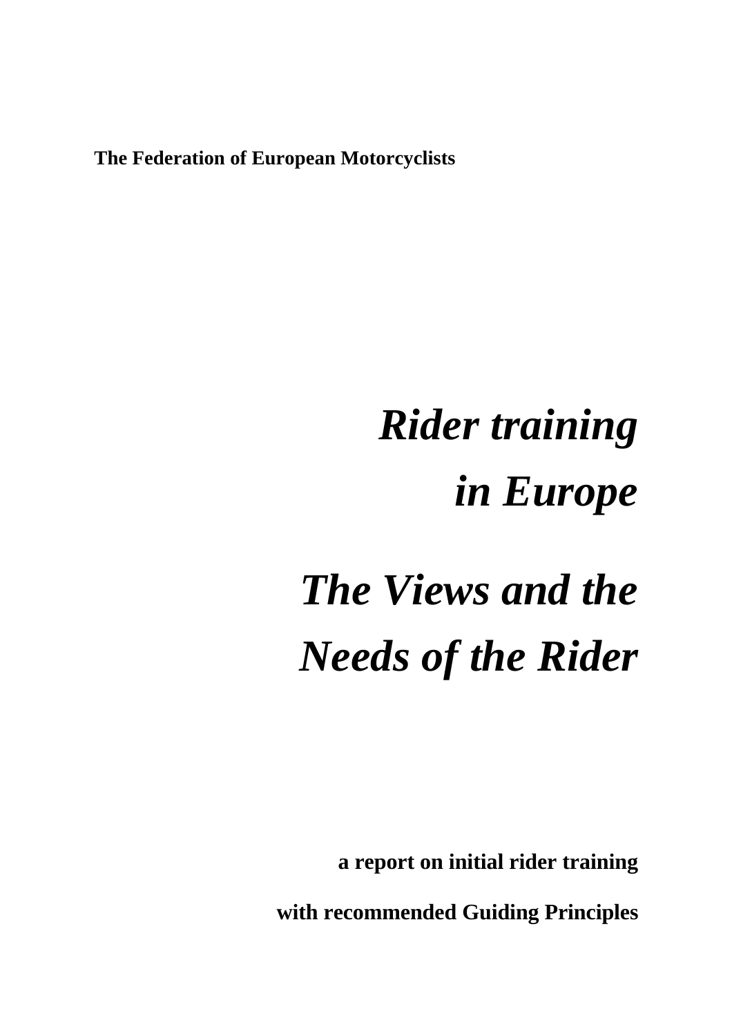**The Federation of European Motorcyclists**

# *Rider training in Europe*

# *The Views and the Needs of the Rider*

**a report on initial rider training**

**with recommended Guiding Principles**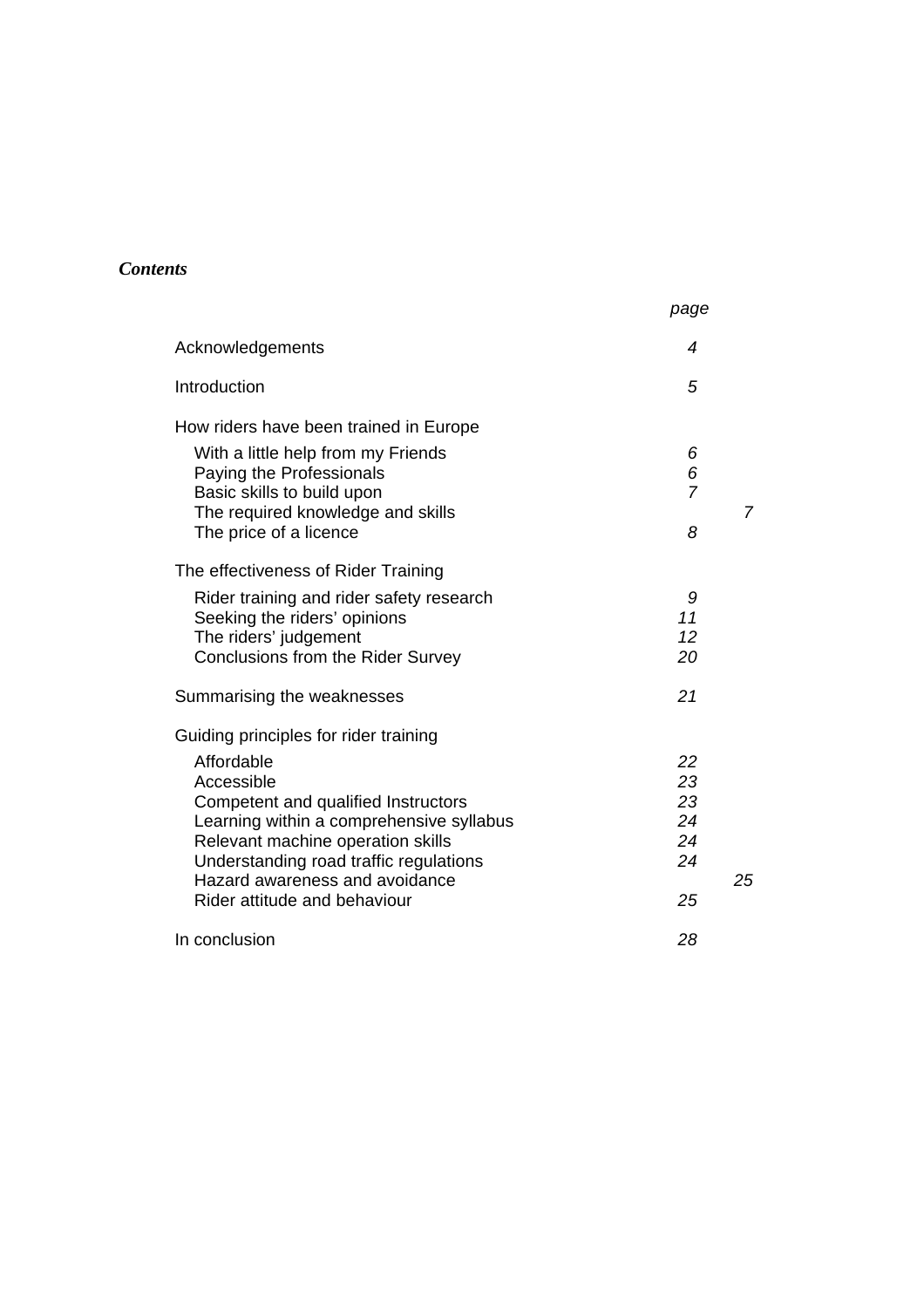***Contents***

| | *page* |
|---|---|
| Acknowledgements | *4* |
| Introduction | *5* |
| How riders have been trained in Europe | |
| With a little help from my Friends | *6* |
| Paying the Professionals | *6* |
| Basic skills to build upon | *7* |
| The required knowledge and skills | *7* |
| The price of a licence | *8* |
| The effectiveness of Rider Training | |
| Rider training and rider safety research | *9* |
| Seeking the riders' opinions | *11* |
| The riders' judgement | *12* |
| Conclusions from the Rider Survey | *20* |
| Summarising the weaknesses | *21* |
| Guiding principles for rider training | |
| Affordable | *22* |
| Accessible | *23* |
| Competent and qualified Instructors | *23* |
| Learning within a comprehensive syllabus | *24* |
| Relevant machine operation skills | *24* |
| Understanding road traffic regulations | *24* |
| Hazard awareness and avoidance | *25* |
| Rider attitude and behaviour | *25* |
| In conclusion | *28* |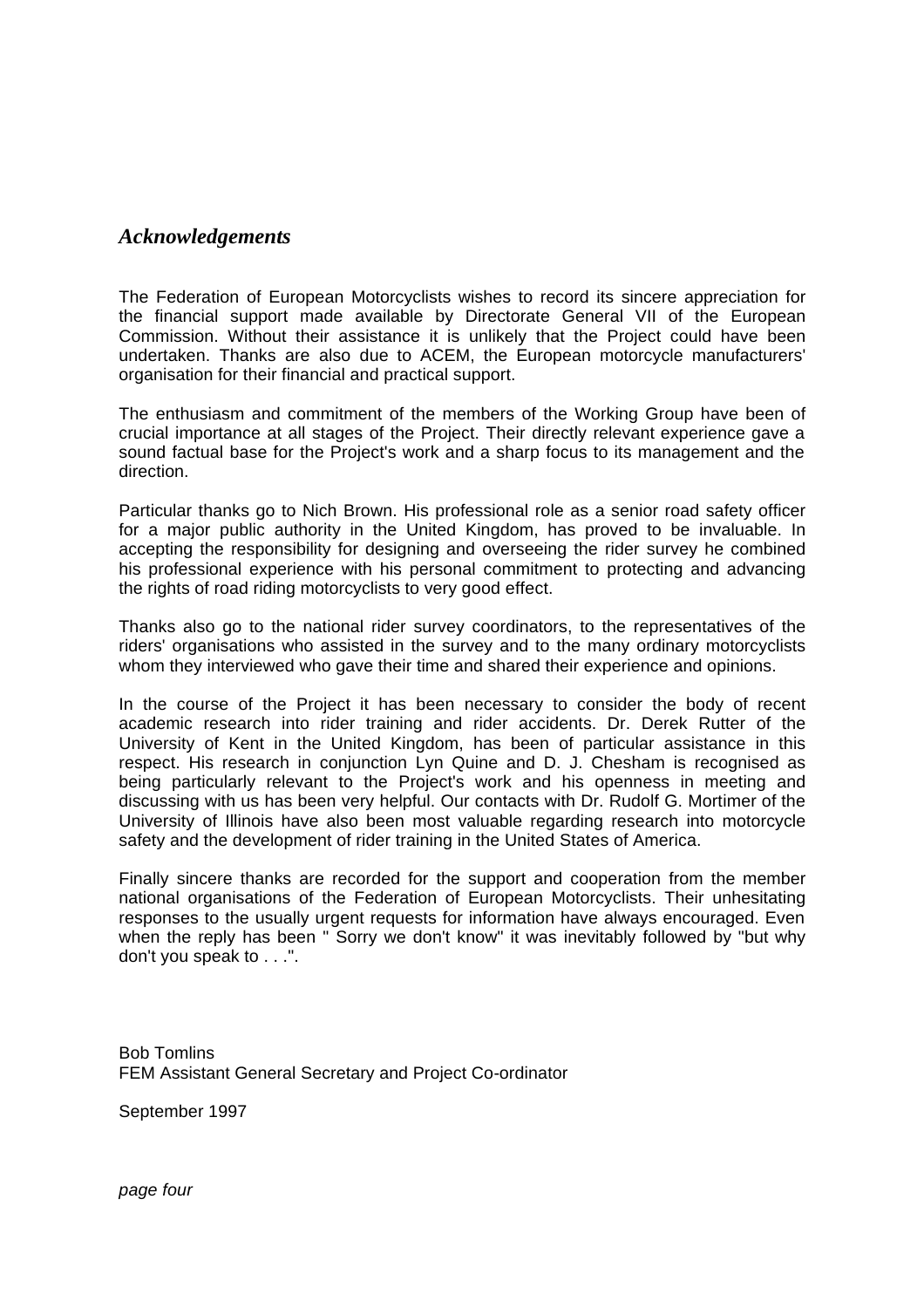## *Acknowledgements*

The Federation of European Motorcyclists wishes to record its sincere appreciation for the financial support made available by Directorate General VII of the European Commission. Without their assistance it is unlikely that the Project could have been undertaken. Thanks are also due to ACEM, the European motorcycle manufacturers' organisation for their financial and practical support.

The enthusiasm and commitment of the members of the Working Group have been of crucial importance at all stages of the Project. Their directly relevant experience gave a sound factual base for the Project's work and a sharp focus to its management and the direction.

Particular thanks go to Nich Brown. His professional role as a senior road safety officer for a major public authority in the United Kingdom, has proved to be invaluable. In accepting the responsibility for designing and overseeing the rider survey he combined his professional experience with his personal commitment to protecting and advancing the rights of road riding motorcyclists to very good effect.

Thanks also go to the national rider survey coordinators, to the representatives of the riders' organisations who assisted in the survey and to the many ordinary motorcyclists whom they interviewed who gave their time and shared their experience and opinions.

In the course of the Project it has been necessary to consider the body of recent academic research into rider training and rider accidents. Dr. Derek Rutter of the University of Kent in the United Kingdom, has been of particular assistance in this respect. His research in conjunction Lyn Quine and D. J. Chesham is recognised as being particularly relevant to the Project's work and his openness in meeting and discussing with us has been very helpful. Our contacts with Dr. Rudolf G. Mortimer of the University of Illinois have also been most valuable regarding research into motorcycle safety and the development of rider training in the United States of America.

Finally sincere thanks are recorded for the support and cooperation from the member national organisations of the Federation of European Motorcyclists. Their unhesitating responses to the usually urgent requests for information have always encouraged. Even when the reply has been " Sorry we don't know" it was inevitably followed by "but why don't you speak to . . .".

Bob Tomlins
FEM Assistant General Secretary and Project Co-ordinator

September 1997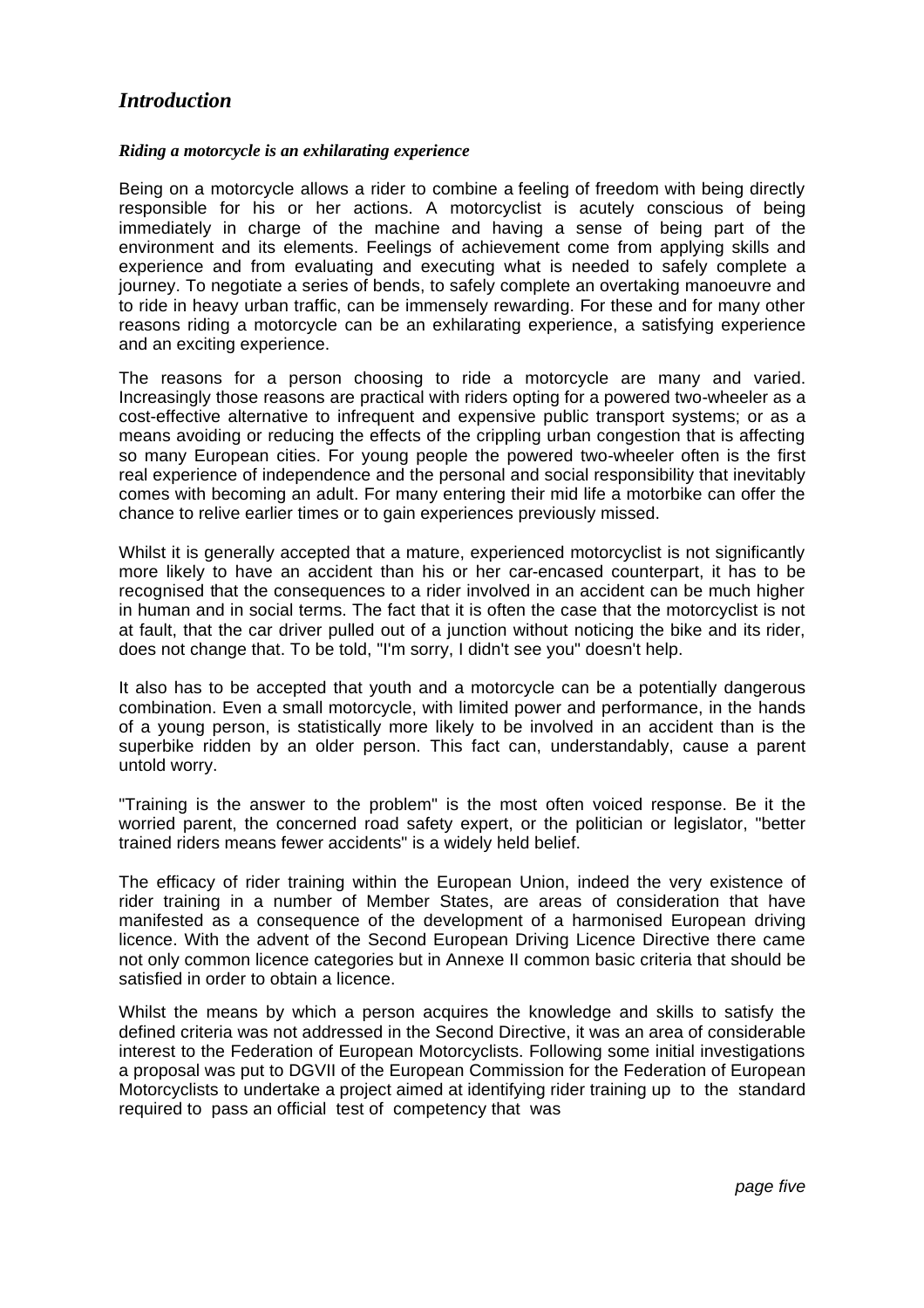## *Introduction*

***Riding a motorcycle is an exhilarating experience***

Being on a motorcycle allows a rider to combine a feeling of freedom with being directly responsible for his or her actions. A motorcyclist is acutely conscious of being immediately in charge of the machine and having a sense of being part of the environment and its elements. Feelings of achievement come from applying skills and experience and from evaluating and executing what is needed to safely complete a journey. To negotiate a series of bends, to safely complete an overtaking manoeuvre and to ride in heavy urban traffic, can be immensely rewarding. For these and for many other reasons riding a motorcycle can be an exhilarating experience, a satisfying experience and an exciting experience.

The reasons for a person choosing to ride a motorcycle are many and varied. Increasingly those reasons are practical with riders opting for a powered two-wheeler as a cost-effective alternative to infrequent and expensive public transport systems; or as a means avoiding or reducing the effects of the crippling urban congestion that is affecting so many European cities. For young people the powered two-wheeler often is the first real experience of independence and the personal and social responsibility that inevitably comes with becoming an adult. For many entering their mid life a motorbike can offer the chance to relive earlier times or to gain experiences previously missed.

Whilst it is generally accepted that a mature, experienced motorcyclist is not significantly more likely to have an accident than his or her car-encased counterpart, it has to be recognised that the consequences to a rider involved in an accident can be much higher in human and in social terms. The fact that it is often the case that the motorcyclist is not at fault, that the car driver pulled out of a junction without noticing the bike and its rider, does not change that. To be told, "I'm sorry, I didn't see you" doesn't help.

It also has to be accepted that youth and a motorcycle can be a potentially dangerous combination. Even a small motorcycle, with limited power and performance, in the hands of a young person, is statistically more likely to be involved in an accident than is the superbike ridden by an older person. This fact can, understandably, cause a parent untold worry.

"Training is the answer to the problem" is the most often voiced response. Be it the worried parent, the concerned road safety expert, or the politician or legislator, "better trained riders means fewer accidents" is a widely held belief.

The efficacy of rider training within the European Union, indeed the very existence of rider training in a number of Member States, are areas of consideration that have manifested as a consequence of the development of a harmonised European driving licence. With the advent of the Second European Driving Licence Directive there came not only common licence categories but in Annexe II common basic criteria that should be satisfied in order to obtain a licence.

Whilst the means by which a person acquires the knowledge and skills to satisfy the defined criteria was not addressed in the Second Directive, it was an area of considerable interest to the Federation of European Motorcyclists. Following some initial investigations a proposal was put to DGVII of the European Commission for the Federation of European Motorcyclists to undertake a project aimed at identifying rider training up to the standard required to pass an official test of competency that was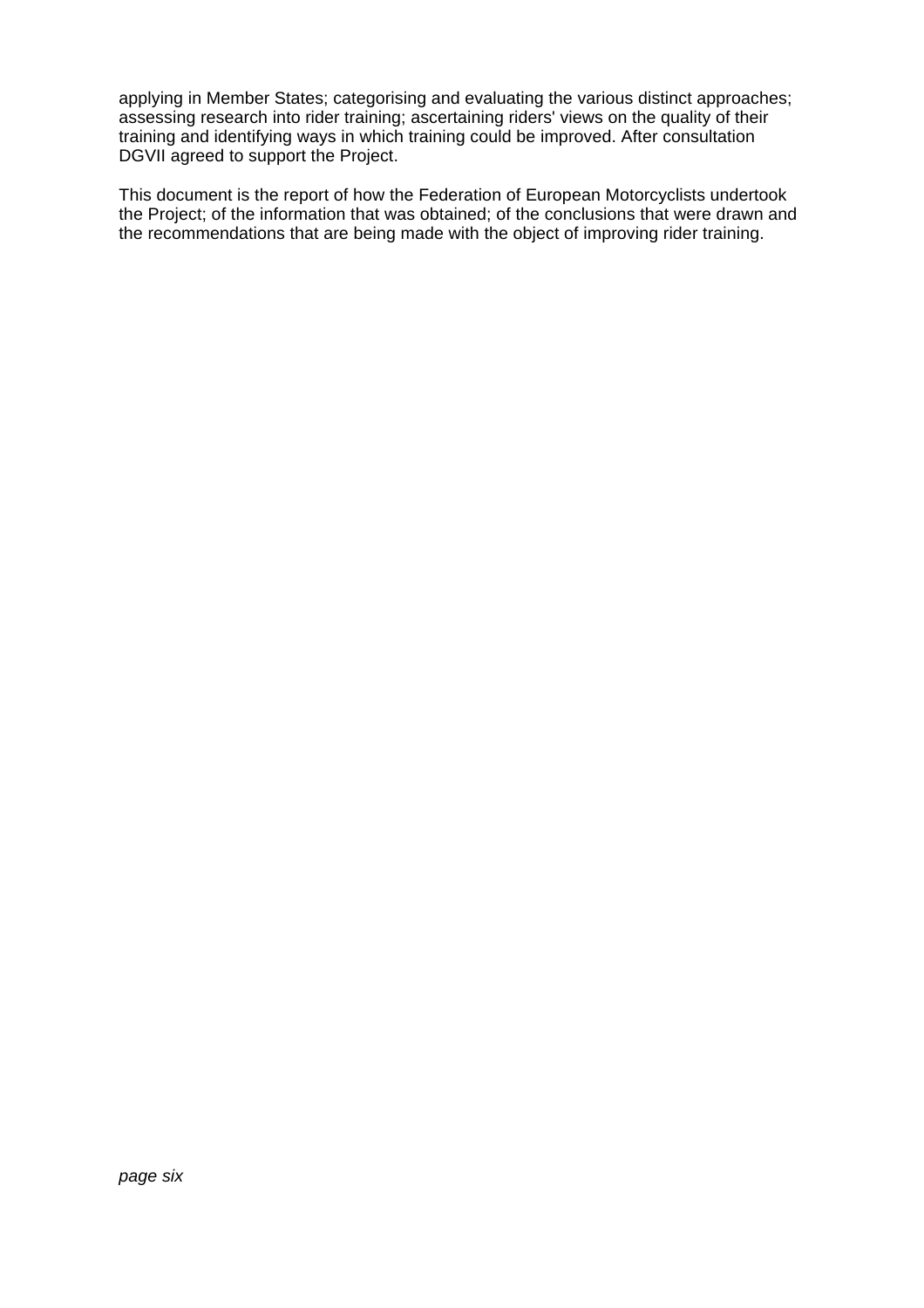applying in Member States; categorising and evaluating the various distinct approaches; assessing research into rider training; ascertaining riders' views on the quality of their training and identifying ways in which training could be improved. After consultation DGVII agreed to support the Project.

This document is the report of how the Federation of European Motorcyclists undertook the Project; of the information that was obtained; of the conclusions that were drawn and the recommendations that are being made with the object of improving rider training.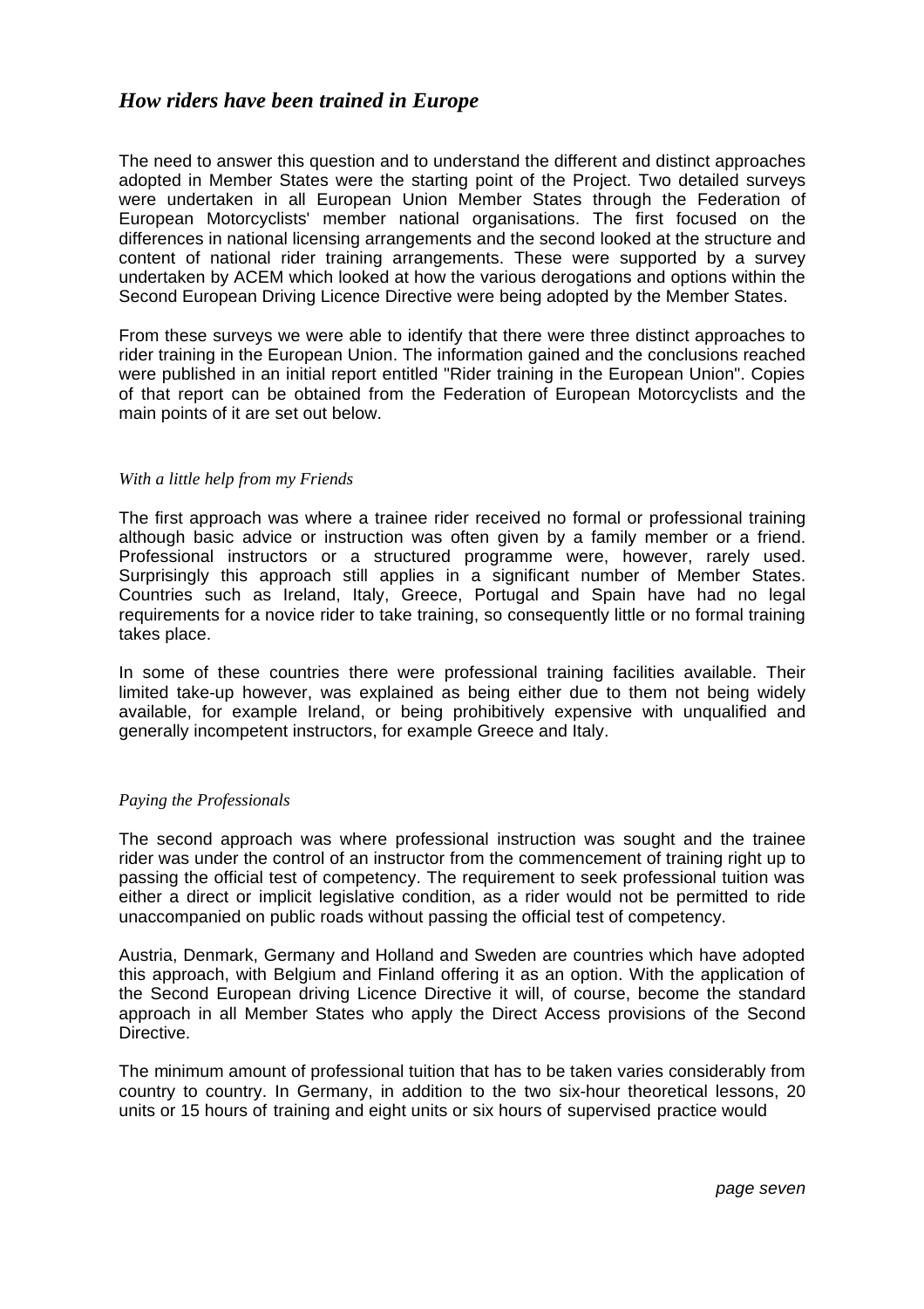## *How riders have been trained in Europe*

The need to answer this question and to understand the different and distinct approaches adopted in Member States were the starting point of the Project. Two detailed surveys were undertaken in all European Union Member States through the Federation of European Motorcyclists' member national organisations. The first focused on the differences in national licensing arrangements and the second looked at the structure and content of national rider training arrangements. These were supported by a survey undertaken by ACEM which looked at how the various derogations and options within the Second European Driving Licence Directive were being adopted by the Member States.

From these surveys we were able to identify that there were three distinct approaches to rider training in the European Union. The information gained and the conclusions reached were published in an initial report entitled "Rider training in the European Union". Copies of that report can be obtained from the Federation of European Motorcyclists and the main points of it are set out below.

### *With a little help from my Friends*

The first approach was where a trainee rider received no formal or professional training although basic advice or instruction was often given by a family member or a friend. Professional instructors or a structured programme were, however, rarely used. Surprisingly this approach still applies in a significant number of Member States. Countries such as Ireland, Italy, Greece, Portugal and Spain have had no legal requirements for a novice rider to take training, so consequently little or no formal training takes place.

In some of these countries there were professional training facilities available. Their limited take-up however, was explained as being either due to them not being widely available, for example Ireland, or being prohibitively expensive with unqualified and generally incompetent instructors, for example Greece and Italy.

### *Paying the Professionals*

The second approach was where professional instruction was sought and the trainee rider was under the control of an instructor from the commencement of training right up to passing the official test of competency. The requirement to seek professional tuition was either a direct or implicit legislative condition, as a rider would not be permitted to ride unaccompanied on public roads without passing the official test of competency.

Austria, Denmark, Germany and Holland and Sweden are countries which have adopted this approach, with Belgium and Finland offering it as an option. With the application of the Second European driving Licence Directive it will, of course, become the standard approach in all Member States who apply the Direct Access provisions of the Second Directive.

The minimum amount of professional tuition that has to be taken varies considerably from country to country. In Germany, in addition to the two six-hour theoretical lessons, 20 units or 15 hours of training and eight units or six hours of supervised practice would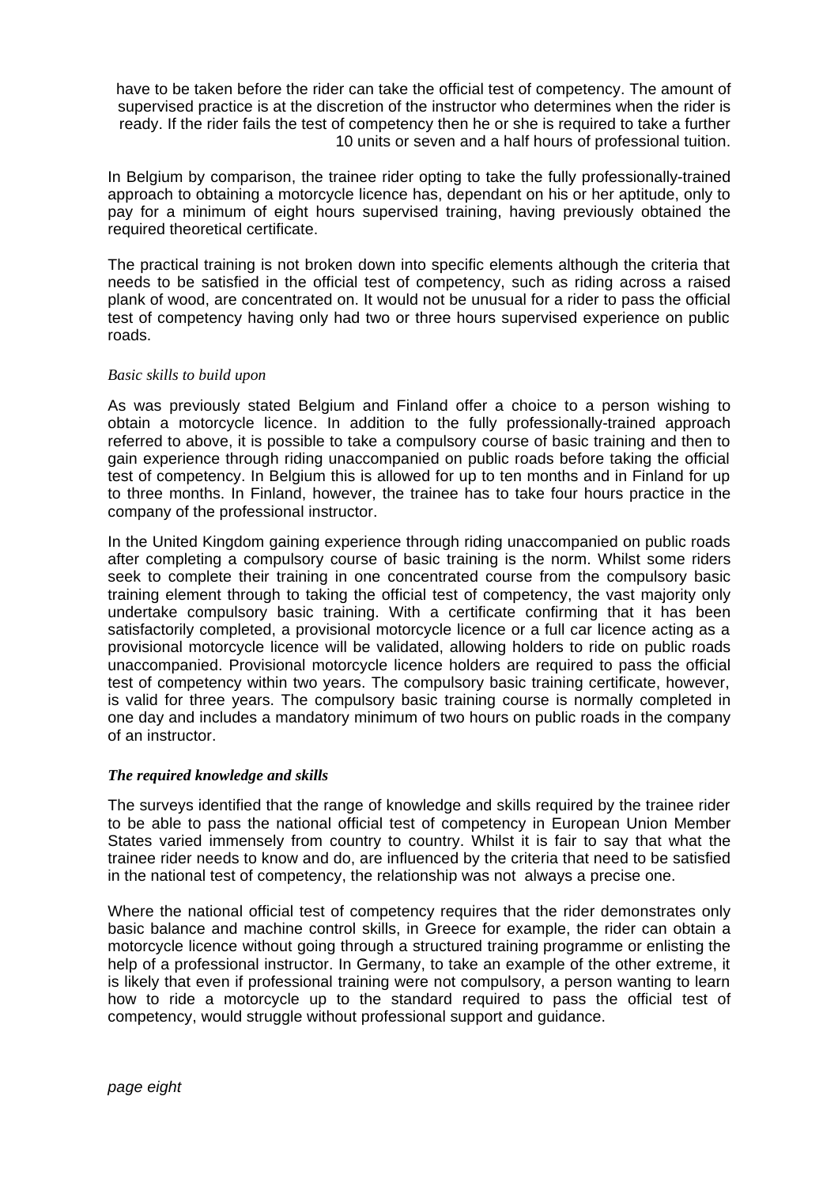have to be taken before the rider can take the official test of competency. The amount of supervised practice is at the discretion of the instructor who determines when the rider is ready. If the rider fails the test of competency then he or she is required to take a further 10 units or seven and a half hours of professional tuition.

In Belgium by comparison, the trainee rider opting to take the fully professionally-trained approach to obtaining a motorcycle licence has, dependant on his or her aptitude, only to pay for a minimum of eight hours supervised training, having previously obtained the required theoretical certificate.

The practical training is not broken down into specific elements although the criteria that needs to be satisfied in the official test of competency, such as riding across a raised plank of wood, are concentrated on. It would not be unusual for a rider to pass the official test of competency having only had two or three hours supervised experience on public roads.

*Basic skills to build upon*

As was previously stated Belgium and Finland offer a choice to a person wishing to obtain a motorcycle licence. In addition to the fully professionally-trained approach referred to above, it is possible to take a compulsory course of basic training and then to gain experience through riding unaccompanied on public roads before taking the official test of competency. In Belgium this is allowed for up to ten months and in Finland for up to three months. In Finland, however, the trainee has to take four hours practice in the company of the professional instructor.

In the United Kingdom gaining experience through riding unaccompanied on public roads after completing a compulsory course of basic training is the norm. Whilst some riders seek to complete their training in one concentrated course from the compulsory basic training element through to taking the official test of competency, the vast majority only undertake compulsory basic training. With a certificate confirming that it has been satisfactorily completed, a provisional motorcycle licence or a full car licence acting as a provisional motorcycle licence will be validated, allowing holders to ride on public roads unaccompanied. Provisional motorcycle licence holders are required to pass the official test of competency within two years. The compulsory basic training certificate, however, is valid for three years. The compulsory basic training course is normally completed in one day and includes a mandatory minimum of two hours on public roads in the company of an instructor.

***The required knowledge and skills***

The surveys identified that the range of knowledge and skills required by the trainee rider to be able to pass the national official test of competency in European Union Member States varied immensely from country to country. Whilst it is fair to say that what the trainee rider needs to know and do, are influenced by the criteria that need to be satisfied in the national test of competency, the relationship was not always a precise one.

Where the national official test of competency requires that the rider demonstrates only basic balance and machine control skills, in Greece for example, the rider can obtain a motorcycle licence without going through a structured training programme or enlisting the help of a professional instructor. In Germany, to take an example of the other extreme, it is likely that even if professional training were not compulsory, a person wanting to learn how to ride a motorcycle up to the standard required to pass the official test of competency, would struggle without professional support and guidance.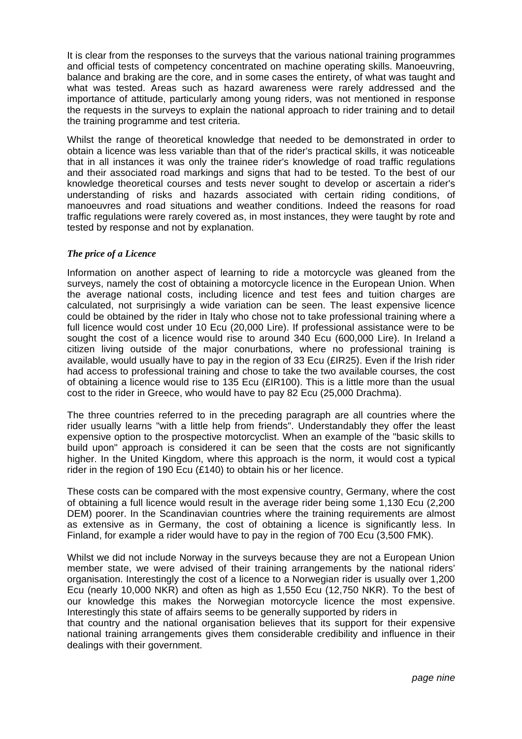It is clear from the responses to the surveys that the various national training programmes and official tests of competency concentrated on machine operating skills. Manoeuvring, balance and braking are the core, and in some cases the entirety, of what was taught and what was tested. Areas such as hazard awareness were rarely addressed and the importance of attitude, particularly among young riders, was not mentioned in response the requests in the surveys to explain the national approach to rider training and to detail the training programme and test criteria.

Whilst the range of theoretical knowledge that needed to be demonstrated in order to obtain a licence was less variable than that of the rider's practical skills, it was noticeable that in all instances it was only the trainee rider's knowledge of road traffic regulations and their associated road markings and signs that had to be tested. To the best of our knowledge theoretical courses and tests never sought to develop or ascertain a rider's understanding of risks and hazards associated with certain riding conditions, of manoeuvres and road situations and weather conditions. Indeed the reasons for road traffic regulations were rarely covered as, in most instances, they were taught by rote and tested by response and not by explanation.

### *The price of a Licence*

Information on another aspect of learning to ride a motorcycle was gleaned from the surveys, namely the cost of obtaining a motorcycle licence in the European Union. When the average national costs, including licence and test fees and tuition charges are calculated, not surprisingly a wide variation can be seen. The least expensive licence could be obtained by the rider in Italy who chose not to take professional training where a full licence would cost under 10 Ecu (20,000 Lire). If professional assistance were to be sought the cost of a licence would rise to around 340 Ecu (600,000 Lire). In Ireland a citizen living outside of the major conurbations, where no professional training is available, would usually have to pay in the region of 33 Ecu (£IR25). Even if the Irish rider had access to professional training and chose to take the two available courses, the cost of obtaining a licence would rise to 135 Ecu (£IR100). This is a little more than the usual cost to the rider in Greece, who would have to pay 82 Ecu (25,000 Drachma).

The three countries referred to in the preceding paragraph are all countries where the rider usually learns "with a little help from friends". Understandably they offer the least expensive option to the prospective motorcyclist. When an example of the "basic skills to build upon" approach is considered it can be seen that the costs are not significantly higher. In the United Kingdom, where this approach is the norm, it would cost a typical rider in the region of 190 Ecu (£140) to obtain his or her licence.

These costs can be compared with the most expensive country, Germany, where the cost of obtaining a full licence would result in the average rider being some 1,130 Ecu (2,200 DEM) poorer. In the Scandinavian countries where the training requirements are almost as extensive as in Germany, the cost of obtaining a licence is significantly less. In Finland, for example a rider would have to pay in the region of 700 Ecu (3,500 FMK).

Whilst we did not include Norway in the surveys because they are not a European Union member state, we were advised of their training arrangements by the national riders' organisation. Interestingly the cost of a licence to a Norwegian rider is usually over 1,200 Ecu (nearly 10,000 NKR) and often as high as 1,550 Ecu (12,750 NKR). To the best of our knowledge this makes the Norwegian motorcycle licence the most expensive. Interestingly this state of affairs seems to be generally supported by riders in that country and the national organisation believes that its support for their expensive national training arrangements gives them considerable credibility and influence in their dealings with their government.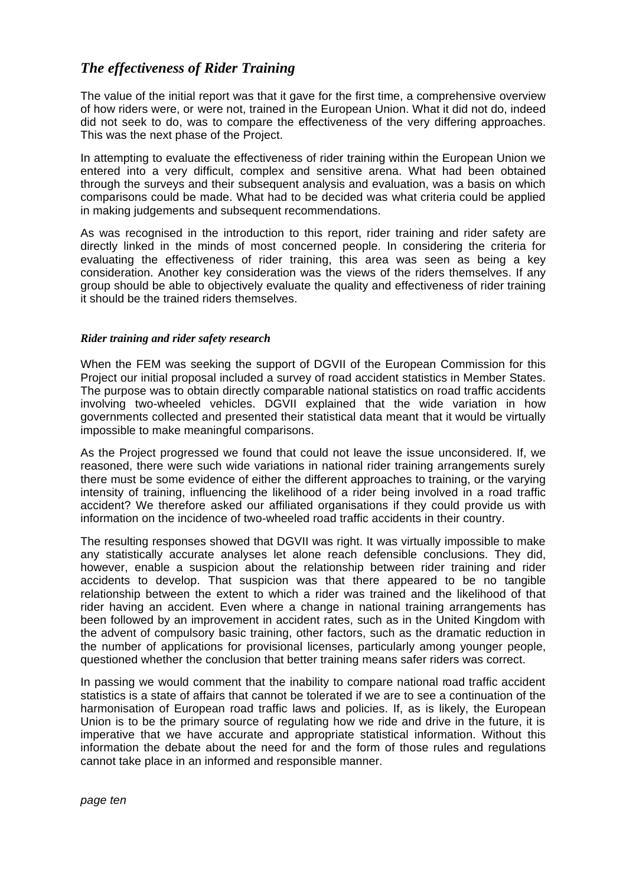## *The effectiveness of Rider Training*

The value of the initial report was that it gave for the first time, a comprehensive overview of how riders were, or were not, trained in the European Union. What it did not do, indeed did not seek to do, was to compare the effectiveness of the very differing approaches. This was the next phase of the Project.

In attempting to evaluate the effectiveness of rider training within the European Union we entered into a very difficult, complex and sensitive arena. What had been obtained through the surveys and their subsequent analysis and evaluation, was a basis on which comparisons could be made. What had to be decided was what criteria could be applied in making judgements and subsequent recommendations.

As was recognised in the introduction to this report, rider training and rider safety are directly linked in the minds of most concerned people. In considering the criteria for evaluating the effectiveness of rider training, this area was seen as being a key consideration. Another key consideration was the views of the riders themselves. If any group should be able to objectively evaluate the quality and effectiveness of rider training it should be the trained riders themselves.

### *Rider training and rider safety research*

When the FEM was seeking the support of DGVII of the European Commission for this Project our initial proposal included a survey of road accident statistics in Member States. The purpose was to obtain directly comparable national statistics on road traffic accidents involving two-wheeled vehicles. DGVII explained that the wide variation in how governments collected and presented their statistical data meant that it would be virtually impossible to make meaningful comparisons.

As the Project progressed we found that could not leave the issue unconsidered. If, we reasoned, there were such wide variations in national rider training arrangements surely there must be some evidence of either the different approaches to training, or the varying intensity of training, influencing the likelihood of a rider being involved in a road traffic accident? We therefore asked our affiliated organisations if they could provide us with information on the incidence of two-wheeled road traffic accidents in their country.

The resulting responses showed that DGVII was right. It was virtually impossible to make any statistically accurate analyses let alone reach defensible conclusions. They did, however, enable a suspicion about the relationship between rider training and rider accidents to develop. That suspicion was that there appeared to be no tangible relationship between the extent to which a rider was trained and the likelihood of that rider having an accident. Even where a change in national training arrangements has been followed by an improvement in accident rates, such as in the United Kingdom with the advent of compulsory basic training, other factors, such as the dramatic reduction in the number of applications for provisional licenses, particularly among younger people, questioned whether the conclusion that better training means safer riders was correct.

In passing we would comment that the inability to compare national road traffic accident statistics is a state of affairs that cannot be tolerated if we are to see a continuation of the harmonisation of European road traffic laws and policies. If, as is likely, the European Union is to be the primary source of regulating how we ride and drive in the future, it is imperative that we have accurate and appropriate statistical information. Without this information the debate about the need for and the form of those rules and regulations cannot take place in an informed and responsible manner.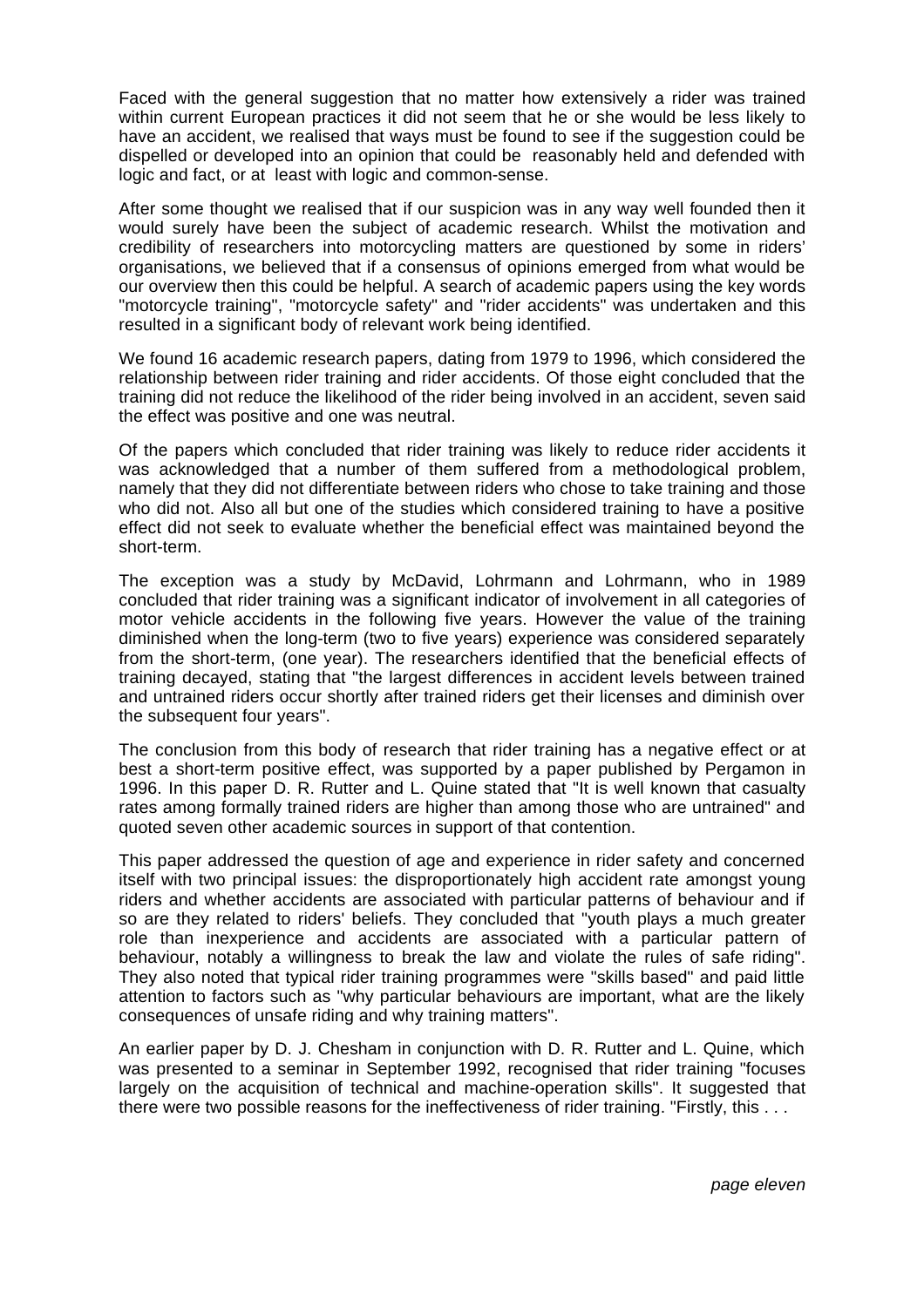Faced with the general suggestion that no matter how extensively a rider was trained within current European practices it did not seem that he or she would be less likely to have an accident, we realised that ways must be found to see if the suggestion could be dispelled or developed into an opinion that could be reasonably held and defended with logic and fact, or at least with logic and common-sense.

After some thought we realised that if our suspicion was in any way well founded then it would surely have been the subject of academic research. Whilst the motivation and credibility of researchers into motorcycling matters are questioned by some in riders' organisations, we believed that if a consensus of opinions emerged from what would be our overview then this could be helpful. A search of academic papers using the key words "motorcycle training", "motorcycle safety" and "rider accidents" was undertaken and this resulted in a significant body of relevant work being identified.

We found 16 academic research papers, dating from 1979 to 1996, which considered the relationship between rider training and rider accidents. Of those eight concluded that the training did not reduce the likelihood of the rider being involved in an accident, seven said the effect was positive and one was neutral.

Of the papers which concluded that rider training was likely to reduce rider accidents it was acknowledged that a number of them suffered from a methodological problem, namely that they did not differentiate between riders who chose to take training and those who did not. Also all but one of the studies which considered training to have a positive effect did not seek to evaluate whether the beneficial effect was maintained beyond the short-term.

The exception was a study by McDavid, Lohrmann and Lohrmann, who in 1989 concluded that rider training was a significant indicator of involvement in all categories of motor vehicle accidents in the following five years. However the value of the training diminished when the long-term (two to five years) experience was considered separately from the short-term, (one year). The researchers identified that the beneficial effects of training decayed, stating that "the largest differences in accident levels between trained and untrained riders occur shortly after trained riders get their licenses and diminish over the subsequent four years".

The conclusion from this body of research that rider training has a negative effect or at best a short-term positive effect, was supported by a paper published by Pergamon in 1996. In this paper D. R. Rutter and L. Quine stated that "It is well known that casualty rates among formally trained riders are higher than among those who are untrained" and quoted seven other academic sources in support of that contention.

This paper addressed the question of age and experience in rider safety and concerned itself with two principal issues: the disproportionately high accident rate amongst young riders and whether accidents are associated with particular patterns of behaviour and if so are they related to riders' beliefs. They concluded that "youth plays a much greater role than inexperience and accidents are associated with a particular pattern of behaviour, notably a willingness to break the law and violate the rules of safe riding". They also noted that typical rider training programmes were "skills based" and paid little attention to factors such as "why particular behaviours are important, what are the likely consequences of unsafe riding and why training matters".

An earlier paper by D. J. Chesham in conjunction with D. R. Rutter and L. Quine, which was presented to a seminar in September 1992, recognised that rider training "focuses largely on the acquisition of technical and machine-operation skills". It suggested that there were two possible reasons for the ineffectiveness of rider training. "Firstly, this . . .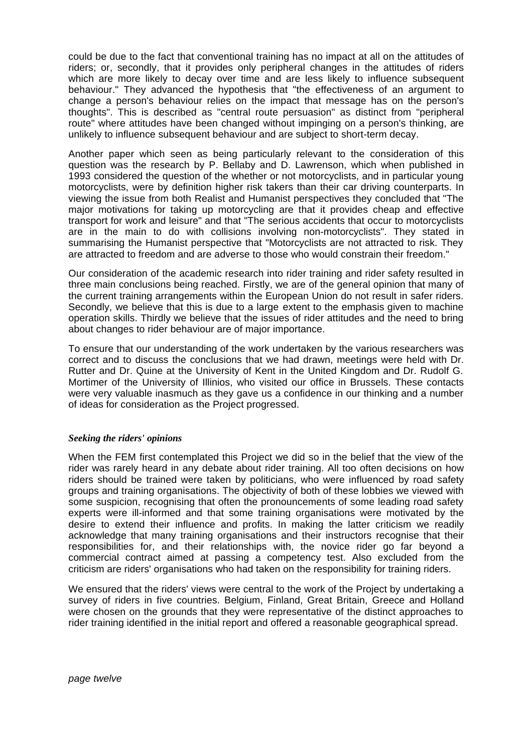could be due to the fact that conventional training has no impact at all on the attitudes of riders; or, secondly, that it provides only peripheral changes in the attitudes of riders which are more likely to decay over time and are less likely to influence subsequent behaviour." They advanced the hypothesis that "the effectiveness of an argument to change a person's behaviour relies on the impact that message has on the person's thoughts". This is described as "central route persuasion" as distinct from "peripheral route" where attitudes have been changed without impinging on a person's thinking, are unlikely to influence subsequent behaviour and are subject to short-term decay.

Another paper which seen as being particularly relevant to the consideration of this question was the research by P. Bellaby and D. Lawrenson, which when published in 1993 considered the question of the whether or not motorcyclists, and in particular young motorcyclists, were by definition higher risk takers than their car driving counterparts. In viewing the issue from both Realist and Humanist perspectives they concluded that "The major motivations for taking up motorcycling are that it provides cheap and effective transport for work and leisure" and that "The serious accidents that occur to motorcyclists are in the main to do with collisions involving non-motorcyclists". They stated in summarising the Humanist perspective that "Motorcyclists are not attracted to risk. They are attracted to freedom and are adverse to those who would constrain their freedom."

Our consideration of the academic research into rider training and rider safety resulted in three main conclusions being reached. Firstly, we are of the general opinion that many of the current training arrangements within the European Union do not result in safer riders. Secondly, we believe that this is due to a large extent to the emphasis given to machine operation skills. Thirdly we believe that the issues of rider attitudes and the need to bring about changes to rider behaviour are of major importance.

To ensure that our understanding of the work undertaken by the various researchers was correct and to discuss the conclusions that we had drawn, meetings were held with Dr. Rutter and Dr. Quine at the University of Kent in the United Kingdom and Dr. Rudolf G. Mortimer of the University of Illinios, who visited our office in Brussels. These contacts were very valuable inasmuch as they gave us a confidence in our thinking and a number of ideas for consideration as the Project progressed.

### *Seeking the riders' opinions*

When the FEM first contemplated this Project we did so in the belief that the view of the rider was rarely heard in any debate about rider training. All too often decisions on how riders should be trained were taken by politicians, who were influenced by road safety groups and training organisations. The objectivity of both of these lobbies we viewed with some suspicion, recognising that often the pronouncements of some leading road safety experts were ill-informed and that some training organisations were motivated by the desire to extend their influence and profits. In making the latter criticism we readily acknowledge that many training organisations and their instructors recognise that their responsibilities for, and their relationships with, the novice rider go far beyond a commercial contract aimed at passing a competency test. Also excluded from the criticism are riders' organisations who had taken on the responsibility for training riders.

We ensured that the riders' views were central to the work of the Project by undertaking a survey of riders in five countries. Belgium, Finland, Great Britain, Greece and Holland were chosen on the grounds that they were representative of the distinct approaches to rider training identified in the initial report and offered a reasonable geographical spread.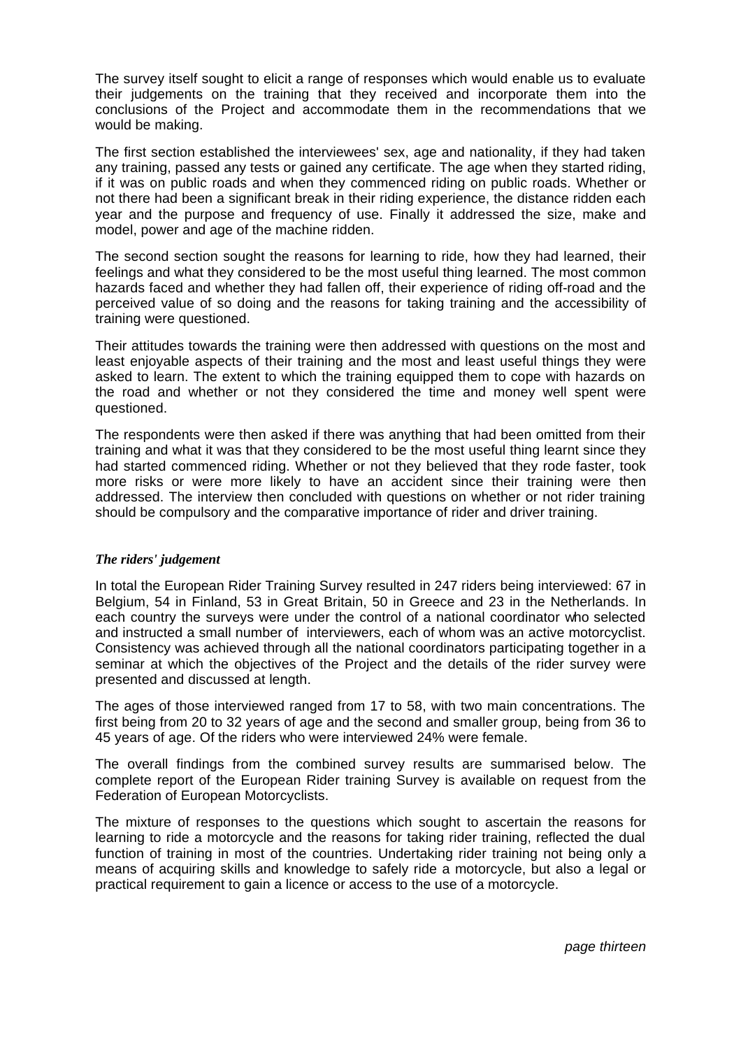The survey itself sought to elicit a range of responses which would enable us to evaluate their judgements on the training that they received and incorporate them into the conclusions of the Project and accommodate them in the recommendations that we would be making.

The first section established the interviewees' sex, age and nationality, if they had taken any training, passed any tests or gained any certificate. The age when they started riding, if it was on public roads and when they commenced riding on public roads. Whether or not there had been a significant break in their riding experience, the distance ridden each year and the purpose and frequency of use. Finally it addressed the size, make and model, power and age of the machine ridden.

The second section sought the reasons for learning to ride, how they had learned, their feelings and what they considered to be the most useful thing learned. The most common hazards faced and whether they had fallen off, their experience of riding off-road and the perceived value of so doing and the reasons for taking training and the accessibility of training were questioned.

Their attitudes towards the training were then addressed with questions on the most and least enjoyable aspects of their training and the most and least useful things they were asked to learn. The extent to which the training equipped them to cope with hazards on the road and whether or not they considered the time and money well spent were questioned.

The respondents were then asked if there was anything that had been omitted from their training and what it was that they considered to be the most useful thing learnt since they had started commenced riding. Whether or not they believed that they rode faster, took more risks or were more likely to have an accident since their training were then addressed. The interview then concluded with questions on whether or not rider training should be compulsory and the comparative importance of rider and driver training.

### *The riders' judgement*

In total the European Rider Training Survey resulted in 247 riders being interviewed: 67 in Belgium, 54 in Finland, 53 in Great Britain, 50 in Greece and 23 in the Netherlands. In each country the surveys were under the control of a national coordinator who selected and instructed a small number of interviewers, each of whom was an active motorcyclist. Consistency was achieved through all the national coordinators participating together in a seminar at which the objectives of the Project and the details of the rider survey were presented and discussed at length.

The ages of those interviewed ranged from 17 to 58, with two main concentrations. The first being from 20 to 32 years of age and the second and smaller group, being from 36 to 45 years of age. Of the riders who were interviewed 24% were female.

The overall findings from the combined survey results are summarised below. The complete report of the European Rider training Survey is available on request from the Federation of European Motorcyclists.

The mixture of responses to the questions which sought to ascertain the reasons for learning to ride a motorcycle and the reasons for taking rider training, reflected the dual function of training in most of the countries. Undertaking rider training not being only a means of acquiring skills and knowledge to safely ride a motorcycle, but also a legal or practical requirement to gain a licence or access to the use of a motorcycle.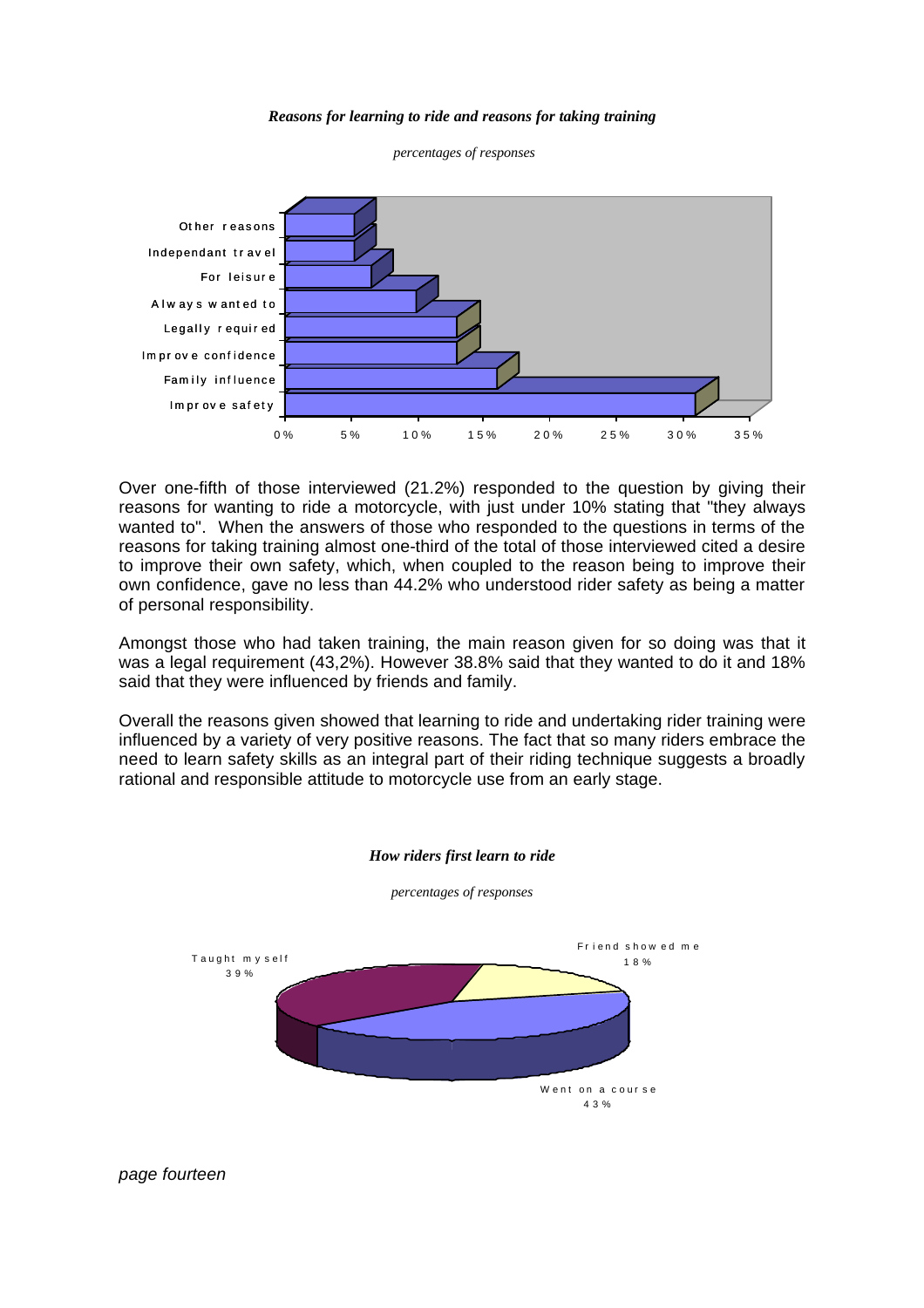***Reasons for learning to ride and reasons for taking training***

*percentages of responses*

Other reasons

Independant travel

For leisure

Always wanted to

Legally required

Improve confidence

Family influence

Improve safety

0% 5% 10% 15% 20% 25% 30% 35%

Over one-fifth of those interviewed (21.2%) responded to the question by giving their reasons for wanting to ride a motorcycle, with just under 10% stating that "they always wanted to". When the answers of those who responded to the questions in terms of the reasons for taking training almost one-third of the total of those interviewed cited a desire to improve their own safety, which, when coupled to the reason being to improve their own confidence, gave no less than 44.2% who understood rider safety as being a matter of personal responsibility.

Amongst those who had taken training, the main reason given for so doing was that it was a legal requirement (43,2%). However 38.8% said that they wanted to do it and 18% said that they were influenced by friends and family.

Overall the reasons given showed that learning to ride and undertaking rider training were influenced by a variety of very positive reasons. The fact that so many riders embrace the need to learn safety skills as an integral part of their riding technique suggests a broadly rational and responsible attitude to motorcycle use from an early stage.

***How riders first learn to ride***

*percentages of responses*

Taught myself 39%

Friend showed me 18%

Went on a course 43%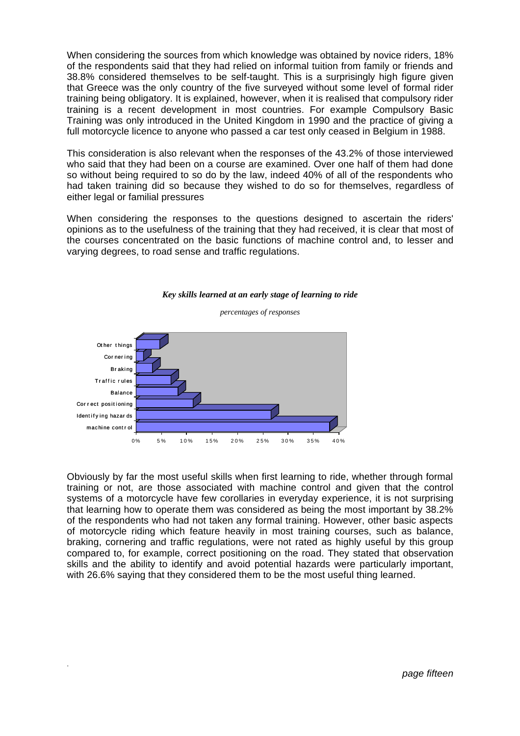When considering the sources from which knowledge was obtained by novice riders, 18% of the respondents said that they had relied on informal tuition from family or friends and 38.8% considered themselves to be self-taught. This is a surprisingly high figure given that Greece was the only country of the five surveyed without some level of formal rider training being obligatory. It is explained, however, when it is realised that compulsory rider training is a recent development in most countries. For example Compulsory Basic Training was only introduced in the United Kingdom in 1990 and the practice of giving a full motorcycle licence to anyone who passed a car test only ceased in Belgium in 1988.

This consideration is also relevant when the responses of the 43.2% of those interviewed who said that they had been on a course are examined. Over one half of them had done so without being required to so do by the law, indeed 40% of all of the respondents who had taken training did so because they wished to do so for themselves, regardless of either legal or familial pressures

When considering the responses to the questions designed to ascertain the riders' opinions as to the usefulness of the training that they had received, it is clear that most of the courses concentrated on the basic functions of machine control and, to lesser and varying degrees, to road sense and traffic regulations.

***Key skills learned at an early stage of learning to ride***

*percentages of responses*

| Skill | Approx. % |
| --- | --- |
| Other things | ~5% |
| Cornering | ~1.5% |
| Braking | ~3% |
| Traffic rules | ~7% |
| Balance | ~8.5% |
| Correct positioning | ~11.5% |
| Identifying hazards | ~26.6% |
| machine control | ~38.2% |

Obviously by far the most useful skills when first learning to ride, whether through formal training or not, are those associated with machine control and given that the control systems of a motorcycle have few corollaries in everyday experience, it is not surprising that learning how to operate them was considered as being the most important by 38.2% of the respondents who had not taken any formal training. However, other basic aspects of motorcycle riding which feature heavily in most training courses, such as balance, braking, cornering and traffic regulations, were not rated as highly useful by this group compared to, for example, correct positioning on the road. They stated that observation skills and the ability to identify and avoid potential hazards were particularly important, with 26.6% saying that they considered them to be the most useful thing learned.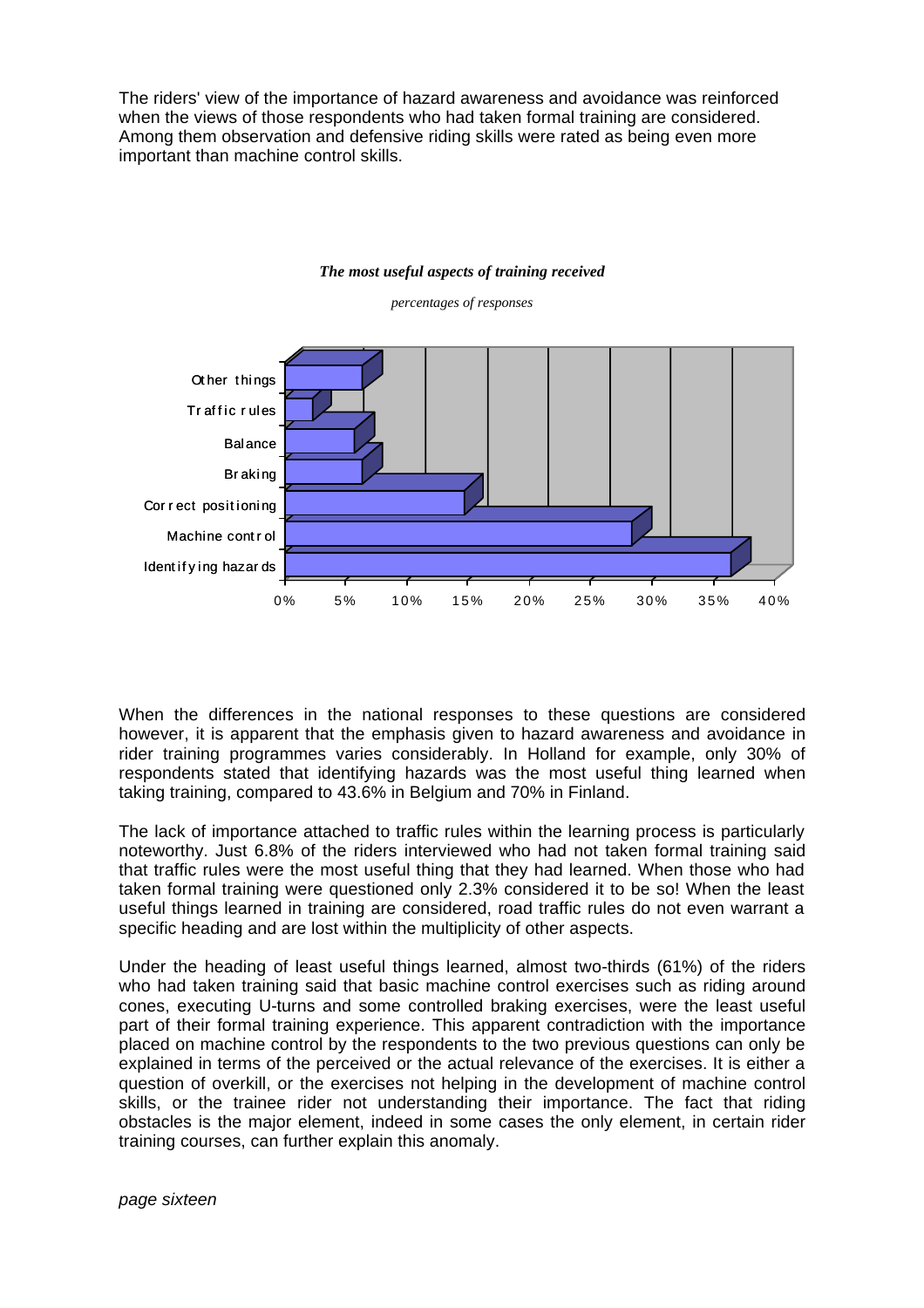The riders' view of the importance of hazard awareness and avoidance was reinforced when the views of those respondents who had taken formal training are considered. Among them observation and defensive riding skills were rated as being even more important than machine control skills.

***The most useful aspects of training received***

*percentages of responses*

| Aspect | Approximate % |
| --- | --- |
| Other things | ~6% |
| Traffic rules | ~2% |
| Balance | ~6% |
| Braking | ~6% |
| Correct positioning | ~15% |
| Machine control | ~28% |
| Identifying hazards | ~36% |

When the differences in the national responses to these questions are considered however, it is apparent that the emphasis given to hazard awareness and avoidance in rider training programmes varies considerably. In Holland for example, only 30% of respondents stated that identifying hazards was the most useful thing learned when taking training, compared to 43.6% in Belgium and 70% in Finland.

The lack of importance attached to traffic rules within the learning process is particularly noteworthy. Just 6.8% of the riders interviewed who had not taken formal training said that traffic rules were the most useful thing that they had learned. When those who had taken formal training were questioned only 2.3% considered it to be so! When the least useful things learned in training are considered, road traffic rules do not even warrant a specific heading and are lost within the multiplicity of other aspects.

Under the heading of least useful things learned, almost two-thirds (61%) of the riders who had taken training said that basic machine control exercises such as riding around cones, executing U-turns and some controlled braking exercises, were the least useful part of their formal training experience. This apparent contradiction with the importance placed on machine control by the respondents to the two previous questions can only be explained in terms of the perceived or the actual relevance of the exercises. It is either a question of overkill, or the exercises not helping in the development of machine control skills, or the trainee rider not understanding their importance. The fact that riding obstacles is the major element, indeed in some cases the only element, in certain rider training courses, can further explain this anomaly.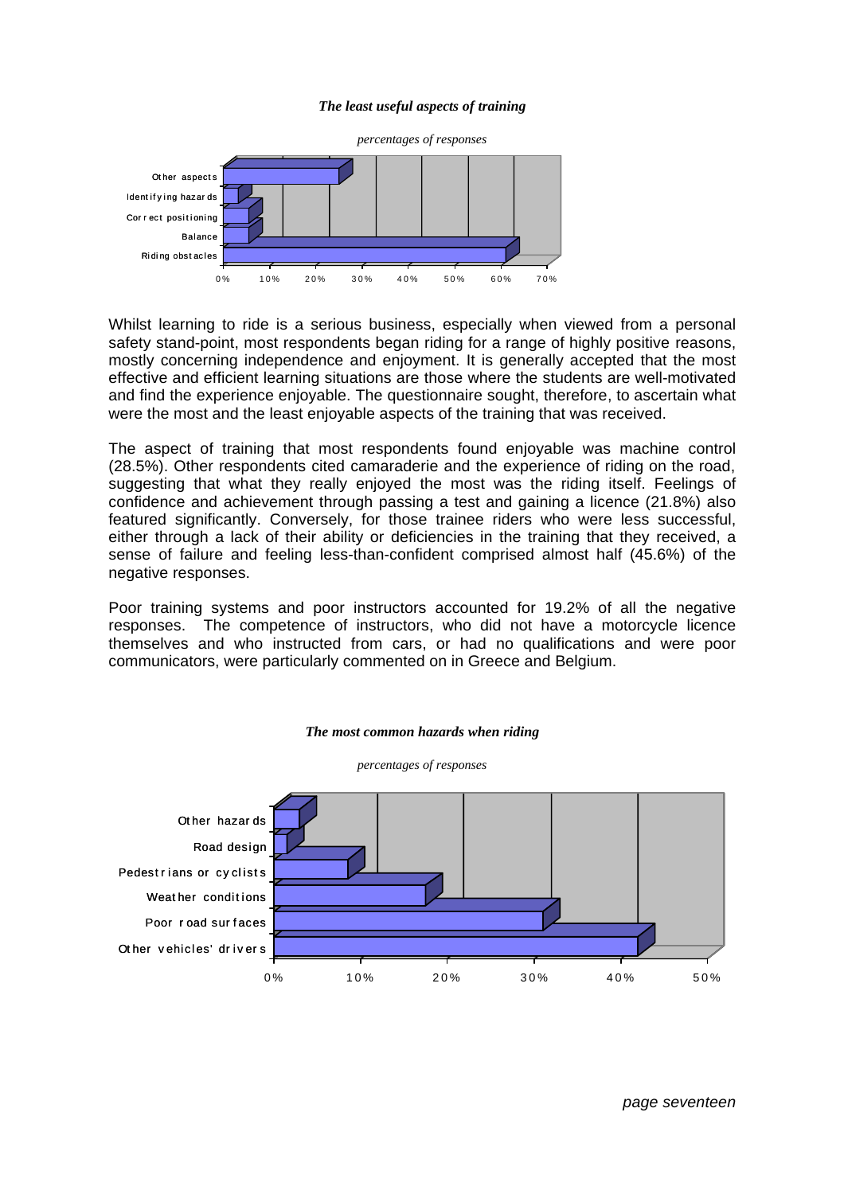*The least useful aspects of training*

*percentages of responses*

| Aspect | Percentage (approx.) |
|---|---|
| Other aspects | 25% |
| Identifying hazards | 3% |
| Correct positioning | 5% |
| Balance | 5% |
| Riding obstacles | 61% |

Whilst learning to ride is a serious business, especially when viewed from a personal safety stand-point, most respondents began riding for a range of highly positive reasons, mostly concerning independence and enjoyment. It is generally accepted that the most effective and efficient learning situations are those where the students are well-motivated and find the experience enjoyable. The questionnaire sought, therefore, to ascertain what were the most and the least enjoyable aspects of the training that was received.

The aspect of training that most respondents found enjoyable was machine control (28.5%). Other respondents cited camaraderie and the experience of riding on the road, suggesting that what they really enjoyed the most was the riding itself. Feelings of confidence and achievement through passing a test and gaining a licence (21.8%) also featured significantly. Conversely, for those trainee riders who were less successful, either through a lack of their ability or deficiencies in the training that they received, a sense of failure and feeling less-than-confident comprised almost half (45.6%) of the negative responses.

Poor training systems and poor instructors accounted for 19.2% of all the negative responses. The competence of instructors, who did not have a motorcycle licence themselves and who instructed from cars, or had no qualifications and were poor communicators, were particularly commented on in Greece and Belgium.

*The most common hazards when riding*

*percentages of responses*

| Hazard | Percentage (approx.) |
|---|---|
| Other hazards | 3% |
| Road design | 1.5% |
| Pedestrians or cyclists | 8.5% |
| Weather conditions | 17.5% |
| Poor road surfaces | 31% |
| Other vehicles' drivers | 42% |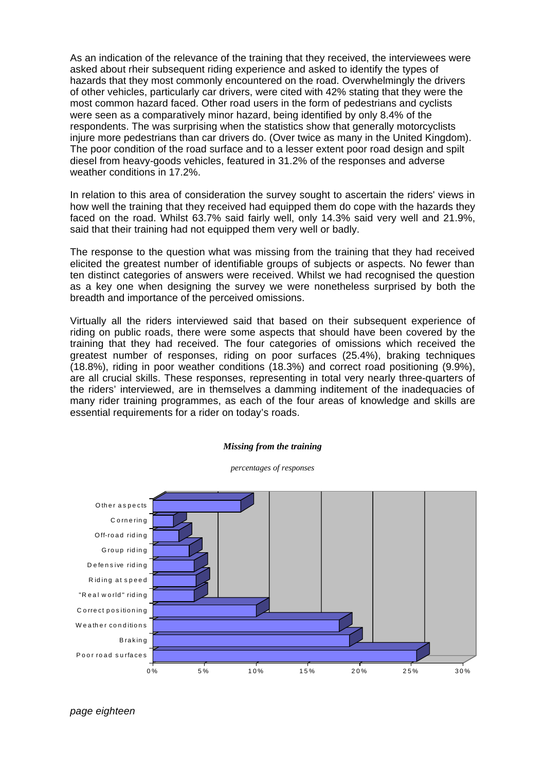As an indication of the relevance of the training that they received, the interviewees were asked about rheir subsequent riding experience and asked to identify the types of hazards that they most commonly encountered on the road. Overwhelmingly the drivers of other vehicles, particularly car drivers, were cited with 42% stating that they were the most common hazard faced. Other road users in the form of pedestrians and cyclists were seen as a comparatively minor hazard, being identified by only 8.4% of the respondents. The was surprising when the statistics show that generally motorcyclists injure more pedestrians than car drivers do. (Over twice as many in the United Kingdom). The poor condition of the road surface and to a lesser extent poor road design and spilt diesel from heavy-goods vehicles, featured in 31.2% of the responses and adverse weather conditions in 17.2%.

In relation to this area of consideration the survey sought to ascertain the riders' views in how well the training that they received had equipped them do cope with the hazards they faced on the road. Whilst 63.7% said fairly well, only 14.3% said very well and 21.9%, said that their training had not equipped them very well or badly.

The response to the question what was missing from the training that they had received elicited the greatest number of identifiable groups of subjects or aspects. No fewer than ten distinct categories of answers were received. Whilst we had recognised the question as a key one when designing the survey we were nonetheless surprised by both the breadth and importance of the perceived omissions.

Virtually all the riders interviewed said that based on their subsequent experience of riding on public roads, there were some aspects that should have been covered by the training that they had received. The four categories of omissions which received the greatest number of responses, riding on poor surfaces (25.4%), braking techniques (18.8%), riding in poor weather conditions (18.3%) and correct road positioning (9.9%), are all crucial skills. These responses, representing in total very nearly three-quarters of the riders' interviewed, are in themselves a damming inditement of the inadequacies of many rider training programmes, as each of the four areas of knowledge and skills are essential requirements for a rider on today's roads.

***Missing from the training***

*percentages of responses*

| Category | Approx. % of responses |
|---|---|
| Other aspects | ~8.5% |
| Cornering | ~2% |
| Off-road riding | ~2.5% |
| Group riding | ~3.5% |
| Defensive riding | ~4% |
| Riding at speed | ~4% |
| "Real world" riding | ~4% |
| Correct positioning | ~10% |
| Weather conditions | ~18% |
| Braking | ~19% |
| Poor road surfaces | ~25.5% |

Axis: 0% – 30%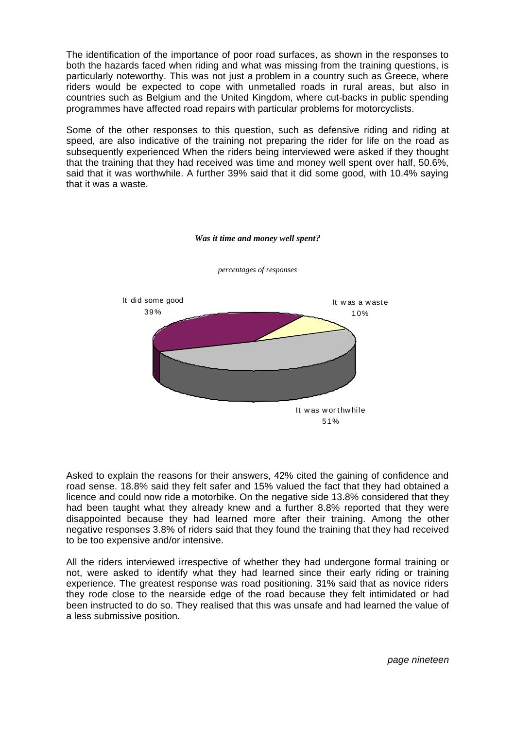The identification of the importance of poor road surfaces, as shown in the responses to both the hazards faced when riding and what was missing from the training questions, is particularly noteworthy. This was not just a problem in a country such as Greece, where riders would be expected to cope with unmetalled roads in rural areas, but also in countries such as Belgium and the United Kingdom, where cut-backs in public spending programmes have affected road repairs with particular problems for motorcyclists.

Some of the other responses to this question, such as defensive riding and riding at speed, are also indicative of the training not preparing the rider for life on the road as subsequently experienced When the riders being interviewed were asked if they thought that the training that they had received was time and money well spent over half, 50.6%, said that it was worthwhile. A further 39% said that it did some good, with 10.4% saying that it was a waste.

***Was it time and money well spent?***

*percentages of responses*

It did some good 39%

It was a waste 10%

It was worthwhile 51%

Asked to explain the reasons for their answers, 42% cited the gaining of confidence and road sense. 18.8% said they felt safer and 15% valued the fact that they had obtained a licence and could now ride a motorbike. On the negative side 13.8% considered that they had been taught what they already knew and a further 8.8% reported that they were disappointed because they had learned more after their training. Among the other negative responses 3.8% of riders said that they found the training that they had received to be too expensive and/or intensive.

All the riders interviewed irrespective of whether they had undergone formal training or not, were asked to identify what they had learned since their early riding or training experience. The greatest response was road positioning. 31% said that as novice riders they rode close to the nearside edge of the road because they felt intimidated or had been instructed to do so. They realised that this was unsafe and had learned the value of a less submissive position.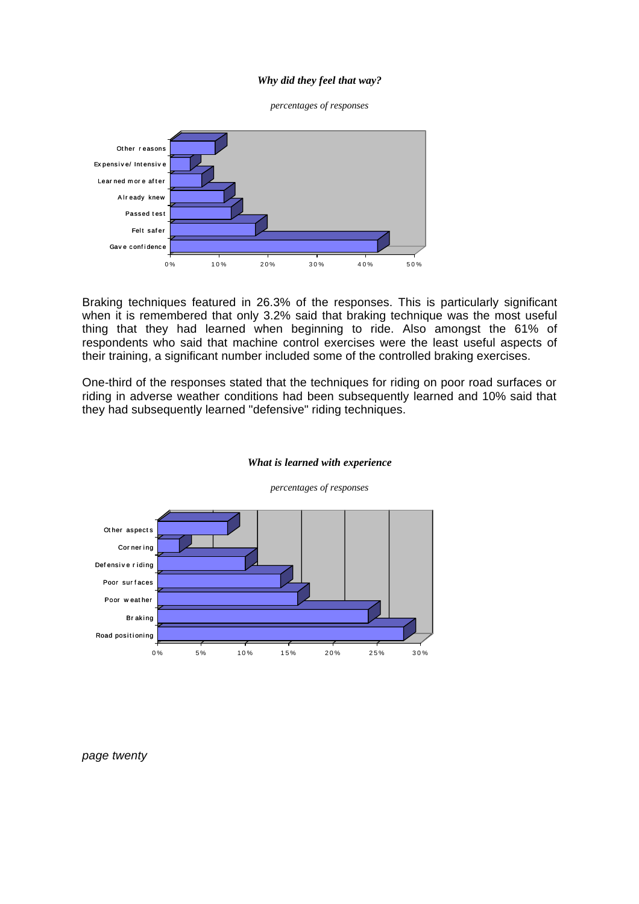***Why did they feel that way?***

*percentages of responses*

Braking techniques featured in 26.3% of the responses. This is particularly significant when it is remembered that only 3.2% said that braking technique was the most useful thing that they had learned when beginning to ride. Also amongst the 61% of respondents who said that machine control exercises were the least useful aspects of their training, a significant number included some of the controlled braking exercises.

One-third of the responses stated that the techniques for riding on poor road surfaces or riding in adverse weather conditions had been subsequently learned and 10% said that they had subsequently learned "defensive" riding techniques.

***What is learned with experience***

*percentages of responses*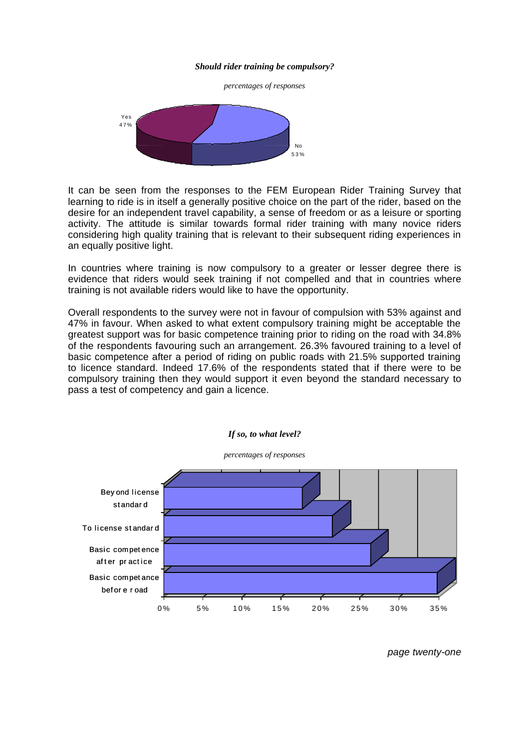***Should rider training be compulsory?***

*percentages of responses*

Yes 47%

No 53%

It can be seen from the responses to the FEM European Rider Training Survey that learning to ride is in itself a generally positive choice on the part of the rider, based on the desire for an independent travel capability, a sense of freedom or as a leisure or sporting activity. The attitude is similar towards formal rider training with many novice riders considering high quality training that is relevant to their subsequent riding experiences in an equally positive light.

In countries where training is now compulsory to a greater or lesser degree there is evidence that riders would seek training if not compelled and that in countries where training is not available riders would like to have the opportunity.

Overall respondents to the survey were not in favour of compulsion with 53% against and 47% in favour. When asked to what extent compulsory training might be acceptable the greatest support was for basic competence training prior to riding on the road with 34.8% of the respondents favouring such an arrangement. 26.3% favoured training to a level of basic competence after a period of riding on public roads with 21.5% supported training to licence standard. Indeed 17.6% of the respondents stated that if there were to be compulsory training then they would support it even beyond the standard necessary to pass a test of competency and gain a licence.

***If so, to what level?***

*percentages of responses*

Beyond license standard

To license standard

Basic competence after practice

Basic competance before road

0% 5% 10% 15% 20% 25% 30% 35%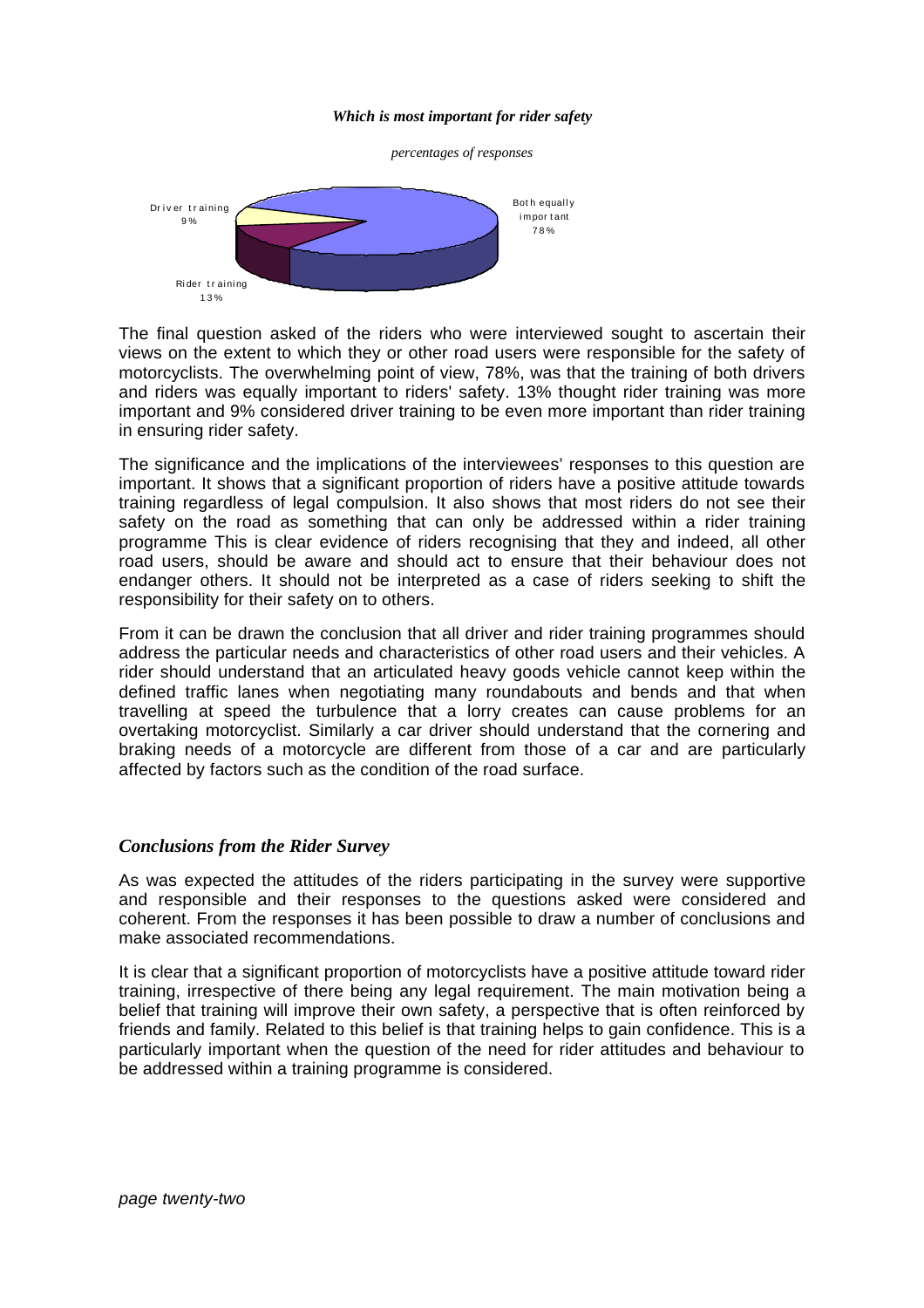***Which is most important for rider safety***

*percentages of responses*

Driver training 9%

Both equally important 78%

Rider training 13%

The final question asked of the riders who were interviewed sought to ascertain their views on the extent to which they or other road users were responsible for the safety of motorcyclists. The overwhelming point of view, 78%, was that the training of both drivers and riders was equally important to riders' safety. 13% thought rider training was more important and 9% considered driver training to be even more important than rider training in ensuring rider safety.

The significance and the implications of the interviewees' responses to this question are important. It shows that a significant proportion of riders have a positive attitude towards training regardless of legal compulsion. It also shows that most riders do not see their safety on the road as something that can only be addressed within a rider training programme This is clear evidence of riders recognising that they and indeed, all other road users, should be aware and should act to ensure that their behaviour does not endanger others. It should not be interpreted as a case of riders seeking to shift the responsibility for their safety on to others.

From it can be drawn the conclusion that all driver and rider training programmes should address the particular needs and characteristics of other road users and their vehicles. A rider should understand that an articulated heavy goods vehicle cannot keep within the defined traffic lanes when negotiating many roundabouts and bends and that when travelling at speed the turbulence that a lorry creates can cause problems for an overtaking motorcyclist. Similarly a car driver should understand that the cornering and braking needs of a motorcycle are different from those of a car and are particularly affected by factors such as the condition of the road surface.

### *Conclusions from the Rider Survey*

As was expected the attitudes of the riders participating in the survey were supportive and responsible and their responses to the questions asked were considered and coherent. From the responses it has been possible to draw a number of conclusions and make associated recommendations.

It is clear that a significant proportion of motorcyclists have a positive attitude toward rider training, irrespective of there being any legal requirement. The main motivation being a belief that training will improve their own safety, a perspective that is often reinforced by friends and family. Related to this belief is that training helps to gain confidence. This is a particularly important when the question of the need for rider attitudes and behaviour to be addressed within a training programme is considered.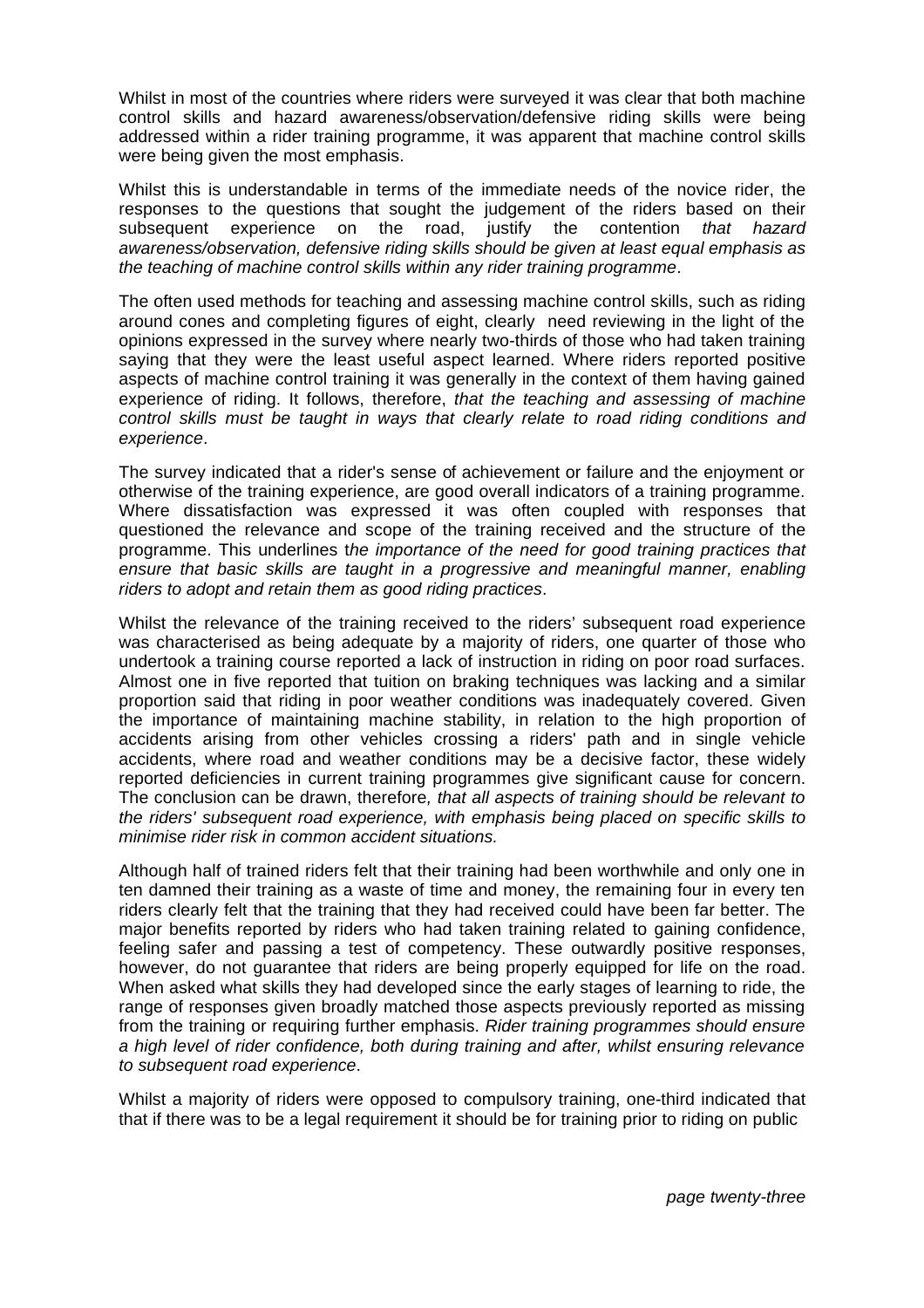Whilst in most of the countries where riders were surveyed it was clear that both machine control skills and hazard awareness/observation/defensive riding skills were being addressed within a rider training programme, it was apparent that machine control skills were being given the most emphasis.

Whilst this is understandable in terms of the immediate needs of the novice rider, the responses to the questions that sought the judgement of the riders based on their subsequent experience on the road, justify the contention *that hazard awareness/observation, defensive riding skills should be given at least equal emphasis as the teaching of machine control skills within any rider training programme*.

The often used methods for teaching and assessing machine control skills, such as riding around cones and completing figures of eight, clearly need reviewing in the light of the opinions expressed in the survey where nearly two-thirds of those who had taken training saying that they were the least useful aspect learned. Where riders reported positive aspects of machine control training it was generally in the context of them having gained experience of riding. It follows, therefore, *that the teaching and assessing of machine control skills must be taught in ways that clearly relate to road riding conditions and experience*.

The survey indicated that a rider's sense of achievement or failure and the enjoyment or otherwise of the training experience, are good overall indicators of a training programme. Where dissatisfaction was expressed it was often coupled with responses that questioned the relevance and scope of the training received and the structure of the programme. This underlines t*he importance of the need for good training practices that ensure that basic skills are taught in a progressive and meaningful manner, enabling riders to adopt and retain them as good riding practices*.

Whilst the relevance of the training received to the riders' subsequent road experience was characterised as being adequate by a majority of riders, one quarter of those who undertook a training course reported a lack of instruction in riding on poor road surfaces. Almost one in five reported that tuition on braking techniques was lacking and a similar proportion said that riding in poor weather conditions was inadequately covered. Given the importance of maintaining machine stability, in relation to the high proportion of accidents arising from other vehicles crossing a riders' path and in single vehicle accidents, where road and weather conditions may be a decisive factor, these widely reported deficiencies in current training programmes give significant cause for concern. The conclusion can be drawn, therefore*, that all aspects of training should be relevant to the riders' subsequent road experience, with emphasis being placed on specific skills to minimise rider risk in common accident situations.*

Although half of trained riders felt that their training had been worthwhile and only one in ten damned their training as a waste of time and money, the remaining four in every ten riders clearly felt that the training that they had received could have been far better. The major benefits reported by riders who had taken training related to gaining confidence, feeling safer and passing a test of competency. These outwardly positive responses, however, do not guarantee that riders are being properly equipped for life on the road. When asked what skills they had developed since the early stages of learning to ride, the range of responses given broadly matched those aspects previously reported as missing from the training or requiring further emphasis. *Rider training programmes should ensure a high level of rider confidence, both during training and after, whilst ensuring relevance to subsequent road experience*.

Whilst a majority of riders were opposed to compulsory training, one-third indicated that that if there was to be a legal requirement it should be for training prior to riding on public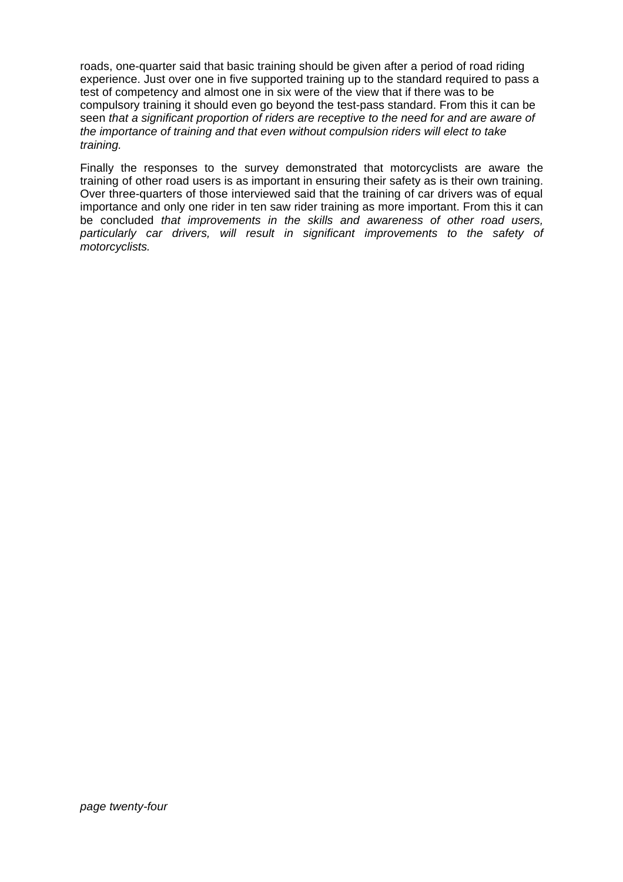roads, one-quarter said that basic training should be given after a period of road riding experience. Just over one in five supported training up to the standard required to pass a test of competency and almost one in six were of the view that if there was to be compulsory training it should even go beyond the test-pass standard. From this it can be seen *that a significant proportion of riders are receptive to the need for and are aware of the importance of training and that even without compulsion riders will elect to take training.*

Finally the responses to the survey demonstrated that motorcyclists are aware the training of other road users is as important in ensuring their safety as is their own training. Over three-quarters of those interviewed said that the training of car drivers was of equal importance and only one rider in ten saw rider training as more important. From this it can be concluded *that improvements in the skills and awareness of other road users, particularly car drivers, will result in significant improvements to the safety of motorcyclists.*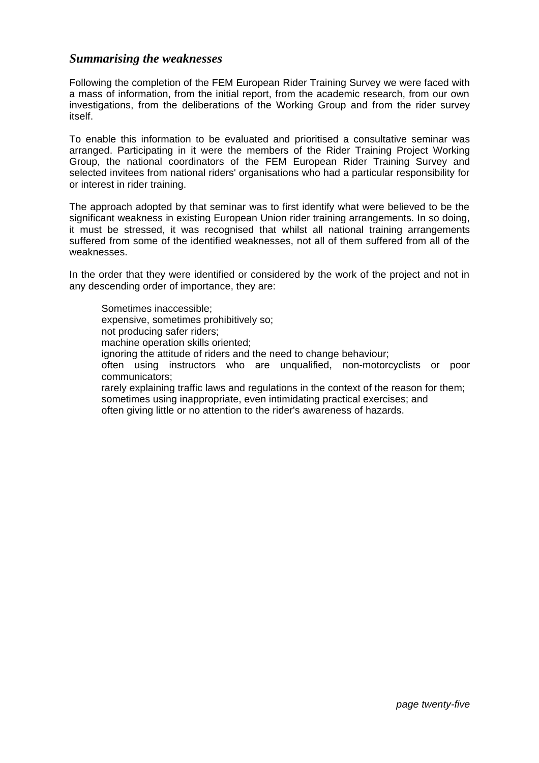## *Summarising the weaknesses*

Following the completion of the FEM European Rider Training Survey we were faced with a mass of information, from the initial report, from the academic research, from our own investigations, from the deliberations of the Working Group and from the rider survey itself.

To enable this information to be evaluated and prioritised a consultative seminar was arranged. Participating in it were the members of the Rider Training Project Working Group, the national coordinators of the FEM European Rider Training Survey and selected invitees from national riders' organisations who had a particular responsibility for or interest in rider training.

The approach adopted by that seminar was to first identify what were believed to be the significant weakness in existing European Union rider training arrangements. In so doing, it must be stressed, it was recognised that whilst all national training arrangements suffered from some of the identified weaknesses, not all of them suffered from all of the weaknesses.

In the order that they were identified or considered by the work of the project and not in any descending order of importance, they are:

- Sometimes inaccessible;
- expensive, sometimes prohibitively so;
- not producing safer riders;
- machine operation skills oriented;
- ignoring the attitude of riders and the need to change behaviour;
- often using instructors who are unqualified, non-motorcyclists or poor communicators;
- rarely explaining traffic laws and regulations in the context of the reason for them;
- sometimes using inappropriate, even intimidating practical exercises; and
- often giving little or no attention to the rider's awareness of hazards.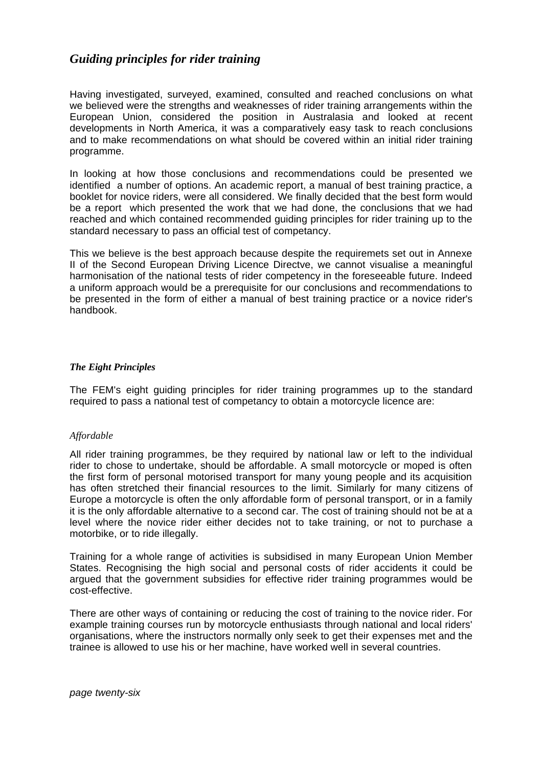## *Guiding principles for rider training*

Having investigated, surveyed, examined, consulted and reached conclusions on what we believed were the strengths and weaknesses of rider training arrangements within the European Union, considered the position in Australasia and looked at recent developments in North America, it was a comparatively easy task to reach conclusions and to make recommendations on what should be covered within an initial rider training programme.

In looking at how those conclusions and recommendations could be presented we identified a number of options. An academic report, a manual of best training practice, a booklet for novice riders, were all considered. We finally decided that the best form would be a report which presented the work that we had done, the conclusions that we had reached and which contained recommended guiding principles for rider training up to the standard necessary to pass an official test of competancy.

This we believe is the best approach because despite the requiremets set out in Annexe II of the Second European Driving Licence Directve, we cannot visualise a meaningful harmonisation of the national tests of rider competency in the foreseeable future. Indeed a uniform approach would be a prerequisite for our conclusions and recommendations to be presented in the form of either a manual of best training practice or a novice rider's handbook.

### ***The Eight Principles***

The FEM's eight guiding principles for rider training programmes up to the standard required to pass a national test of competancy to obtain a motorcycle licence are:

#### *Affordable*

All rider training programmes, be they required by national law or left to the individual rider to chose to undertake, should be affordable. A small motorcycle or moped is often the first form of personal motorised transport for many young people and its acquisition has often stretched their financial resources to the limit. Similarly for many citizens of Europe a motorcycle is often the only affordable form of personal transport, or in a family it is the only affordable alternative to a second car. The cost of training should not be at a level where the novice rider either decides not to take training, or not to purchase a motorbike, or to ride illegally.

Training for a whole range of activities is subsidised in many European Union Member States. Recognising the high social and personal costs of rider accidents it could be argued that the government subsidies for effective rider training programmes would be cost-effective.

There are other ways of containing or reducing the cost of training to the novice rider. For example training courses run by motorcycle enthusiasts through national and local riders' organisations, where the instructors normally only seek to get their expenses met and the trainee is allowed to use his or her machine, have worked well in several countries.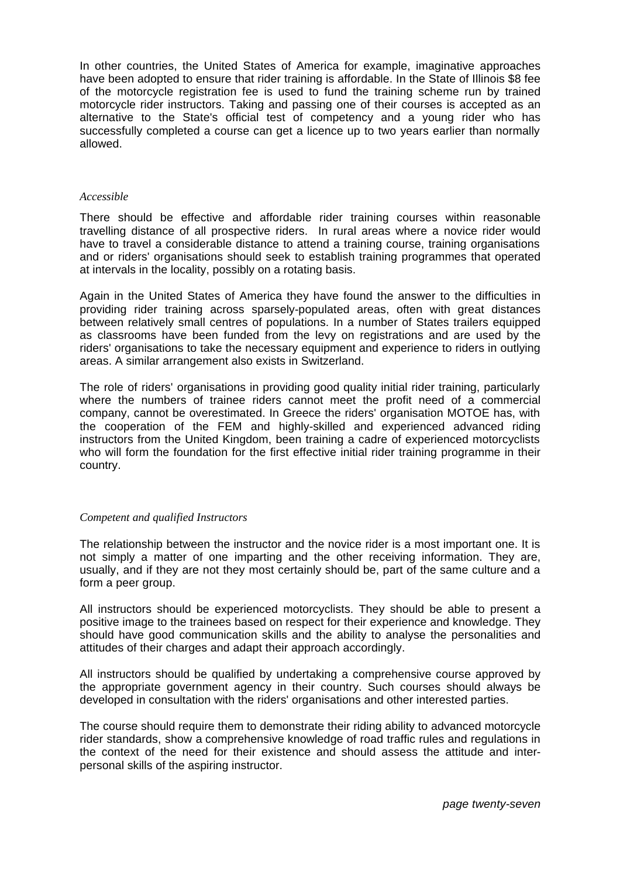In other countries, the United States of America for example, imaginative approaches have been adopted to ensure that rider training is affordable. In the State of Illinois $8 fee of the motorcycle registration fee is used to fund the training scheme run by trained motorcycle rider instructors. Taking and passing one of their courses is accepted as an alternative to the State's official test of competency and a young rider who has successfully completed a course can get a licence up to two years earlier than normally allowed.

*Accessible*

There should be effective and affordable rider training courses within reasonable travelling distance of all prospective riders. In rural areas where a novice rider would have to travel a considerable distance to attend a training course, training organisations and or riders' organisations should seek to establish training programmes that operated at intervals in the locality, possibly on a rotating basis.

Again in the United States of America they have found the answer to the difficulties in providing rider training across sparsely-populated areas, often with great distances between relatively small centres of populations. In a number of States trailers equipped as classrooms have been funded from the levy on registrations and are used by the riders' organisations to take the necessary equipment and experience to riders in outlying areas. A similar arrangement also exists in Switzerland.

The role of riders' organisations in providing good quality initial rider training, particularly where the numbers of trainee riders cannot meet the profit need of a commercial company, cannot be overestimated. In Greece the riders' organisation MOTOE has, with the cooperation of the FEM and highly-skilled and experienced advanced riding instructors from the United Kingdom, been training a cadre of experienced motorcyclists who will form the foundation for the first effective initial rider training programme in their country.

*Competent and qualified Instructors*

The relationship between the instructor and the novice rider is a most important one. It is not simply a matter of one imparting and the other receiving information. They are, usually, and if they are not they most certainly should be, part of the same culture and a form a peer group.

All instructors should be experienced motorcyclists. They should be able to present a positive image to the trainees based on respect for their experience and knowledge. They should have good communication skills and the ability to analyse the personalities and attitudes of their charges and adapt their approach accordingly.

All instructors should be qualified by undertaking a comprehensive course approved by the appropriate government agency in their country. Such courses should always be developed in consultation with the riders' organisations and other interested parties.

The course should require them to demonstrate their riding ability to advanced motorcycle rider standards, show a comprehensive knowledge of road traffic rules and regulations in the context of the need for their existence and should assess the attitude and inter-personal skills of the aspiring instructor.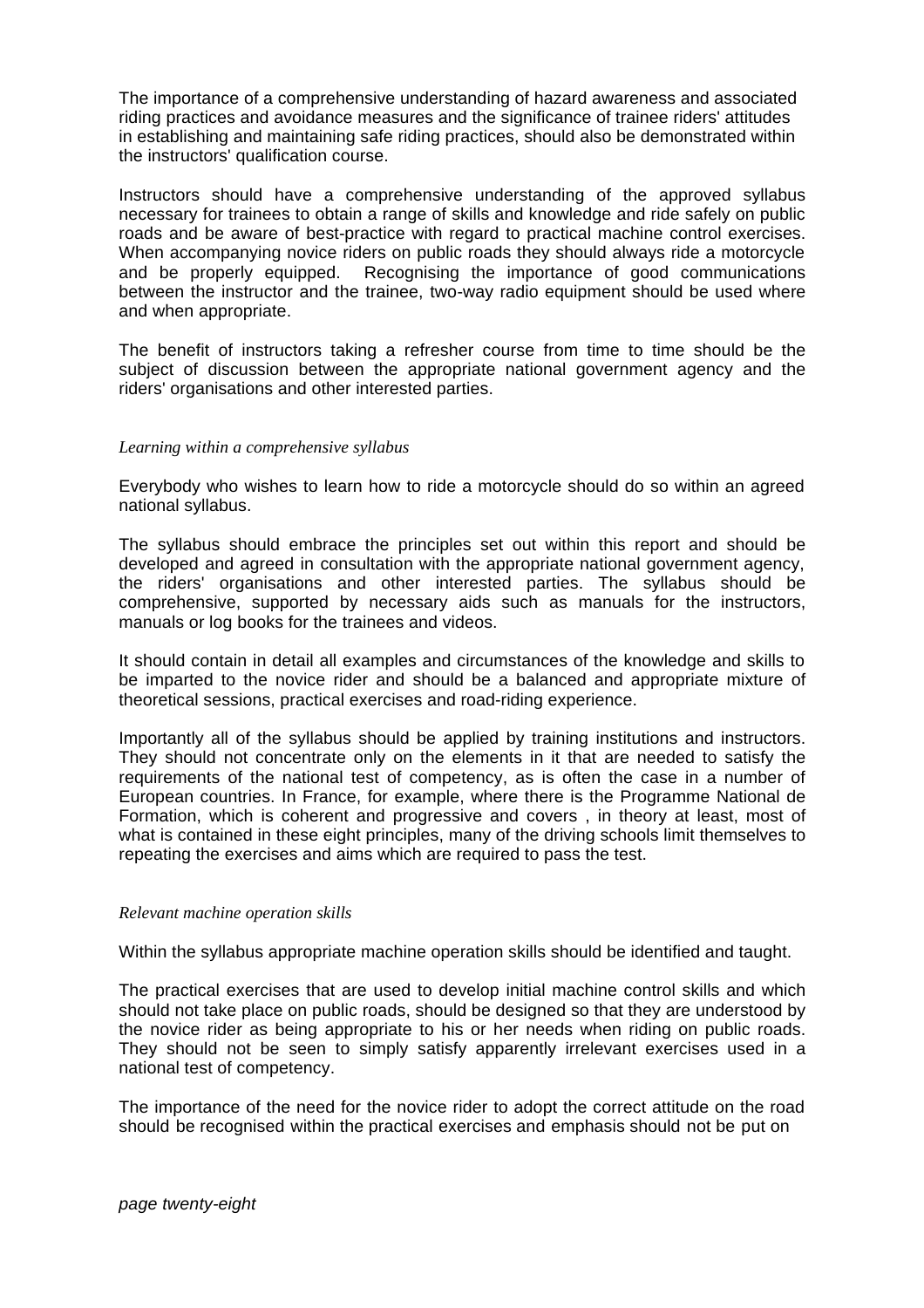The importance of a comprehensive understanding of hazard awareness and associated riding practices and avoidance measures and the significance of trainee riders' attitudes in establishing and maintaining safe riding practices, should also be demonstrated within the instructors' qualification course.

Instructors should have a comprehensive understanding of the approved syllabus necessary for trainees to obtain a range of skills and knowledge and ride safely on public roads and be aware of best-practice with regard to practical machine control exercises. When accompanying novice riders on public roads they should always ride a motorcycle and be properly equipped. Recognising the importance of good communications between the instructor and the trainee, two-way radio equipment should be used where and when appropriate.

The benefit of instructors taking a refresher course from time to time should be the subject of discussion between the appropriate national government agency and the riders' organisations and other interested parties.

*Learning within a comprehensive syllabus*

Everybody who wishes to learn how to ride a motorcycle should do so within an agreed national syllabus.

The syllabus should embrace the principles set out within this report and should be developed and agreed in consultation with the appropriate national government agency, the riders' organisations and other interested parties. The syllabus should be comprehensive, supported by necessary aids such as manuals for the instructors, manuals or log books for the trainees and videos.

It should contain in detail all examples and circumstances of the knowledge and skills to be imparted to the novice rider and should be a balanced and appropriate mixture of theoretical sessions, practical exercises and road-riding experience.

Importantly all of the syllabus should be applied by training institutions and instructors. They should not concentrate only on the elements in it that are needed to satisfy the requirements of the national test of competency, as is often the case in a number of European countries. In France, for example, where there is the Programme National de Formation, which is coherent and progressive and covers , in theory at least, most of what is contained in these eight principles, many of the driving schools limit themselves to repeating the exercises and aims which are required to pass the test.

*Relevant machine operation skills*

Within the syllabus appropriate machine operation skills should be identified and taught.

The practical exercises that are used to develop initial machine control skills and which should not take place on public roads, should be designed so that they are understood by the novice rider as being appropriate to his or her needs when riding on public roads. They should not be seen to simply satisfy apparently irrelevant exercises used in a national test of competency.

The importance of the need for the novice rider to adopt the correct attitude on the road should be recognised within the practical exercises and emphasis should not be put on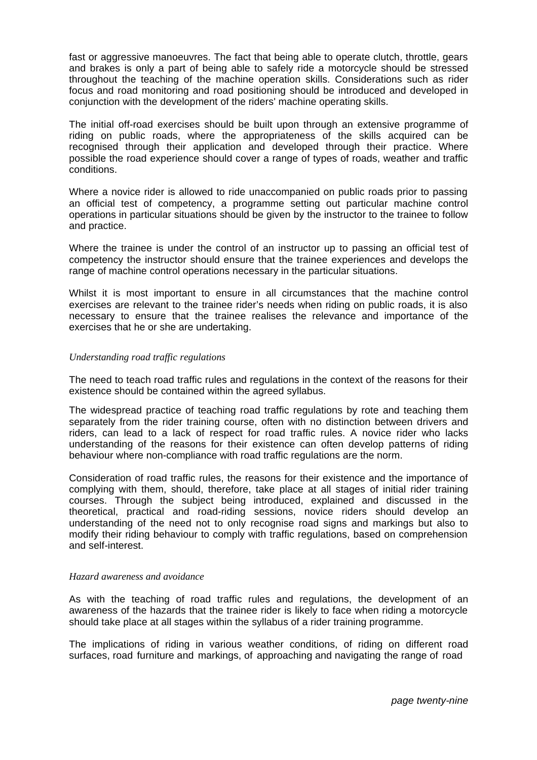fast or aggressive manoeuvres. The fact that being able to operate clutch, throttle, gears and brakes is only a part of being able to safely ride a motorcycle should be stressed throughout the teaching of the machine operation skills. Considerations such as rider focus and road monitoring and road positioning should be introduced and developed in conjunction with the development of the riders' machine operating skills.

The initial off-road exercises should be built upon through an extensive programme of riding on public roads, where the appropriateness of the skills acquired can be recognised through their application and developed through their practice. Where possible the road experience should cover a range of types of roads, weather and traffic conditions.

Where a novice rider is allowed to ride unaccompanied on public roads prior to passing an official test of competency, a programme setting out particular machine control operations in particular situations should be given by the instructor to the trainee to follow and practice.

Where the trainee is under the control of an instructor up to passing an official test of competency the instructor should ensure that the trainee experiences and develops the range of machine control operations necessary in the particular situations.

Whilst it is most important to ensure in all circumstances that the machine control exercises are relevant to the trainee rider's needs when riding on public roads, it is also necessary to ensure that the trainee realises the relevance and importance of the exercises that he or she are undertaking.

*Understanding road traffic regulations*

The need to teach road traffic rules and regulations in the context of the reasons for their existence should be contained within the agreed syllabus.

The widespread practice of teaching road traffic regulations by rote and teaching them separately from the rider training course, often with no distinction between drivers and riders, can lead to a lack of respect for road traffic rules. A novice rider who lacks understanding of the reasons for their existence can often develop patterns of riding behaviour where non-compliance with road traffic regulations are the norm.

Consideration of road traffic rules, the reasons for their existence and the importance of complying with them, should, therefore, take place at all stages of initial rider training courses. Through the subject being introduced, explained and discussed in the theoretical, practical and road-riding sessions, novice riders should develop an understanding of the need not to only recognise road signs and markings but also to modify their riding behaviour to comply with traffic regulations, based on comprehension and self-interest.

*Hazard awareness and avoidance*

As with the teaching of road traffic rules and regulations, the development of an awareness of the hazards that the trainee rider is likely to face when riding a motorcycle should take place at all stages within the syllabus of a rider training programme.

The implications of riding in various weather conditions, of riding on different road surfaces, road furniture and markings, of approaching and navigating the range of road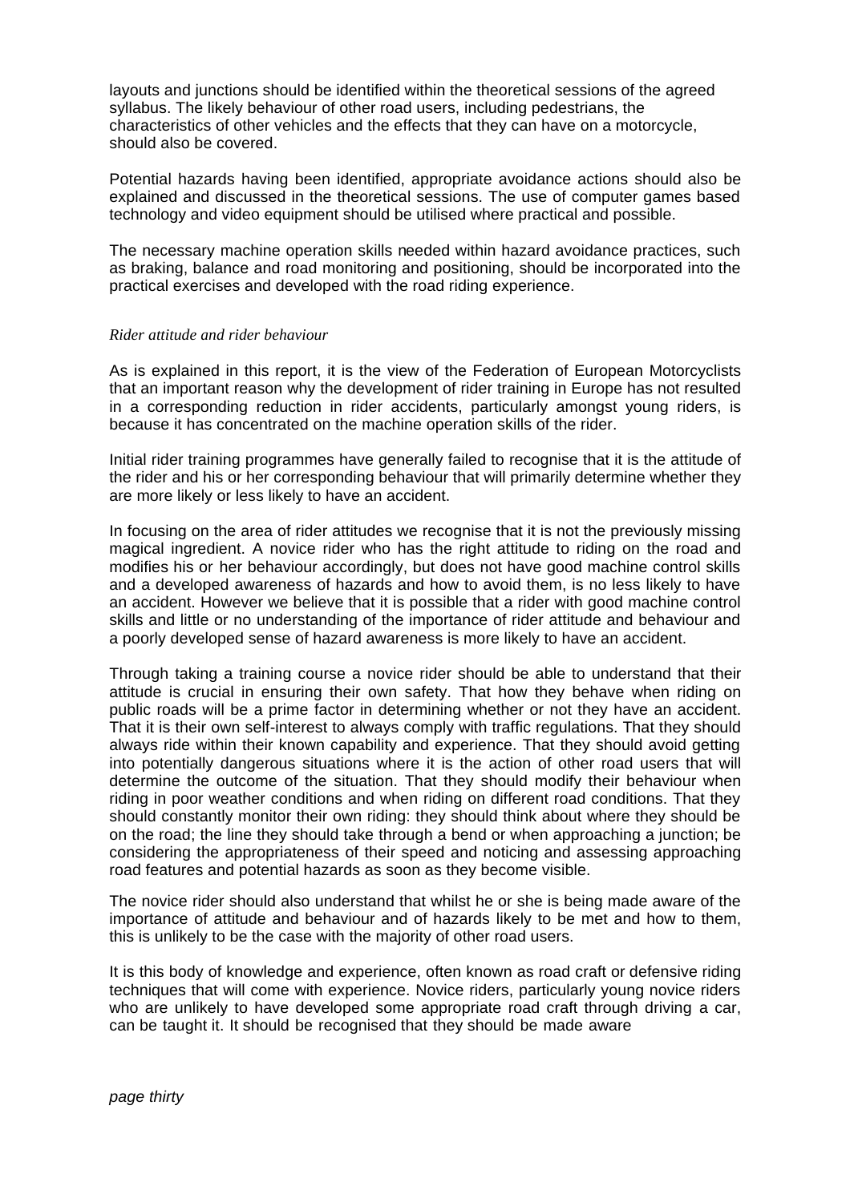layouts and junctions should be identified within the theoretical sessions of the agreed syllabus. The likely behaviour of other road users, including pedestrians, the characteristics of other vehicles and the effects that they can have on a motorcycle, should also be covered.

Potential hazards having been identified, appropriate avoidance actions should also be explained and discussed in the theoretical sessions. The use of computer games based technology and video equipment should be utilised where practical and possible.

The necessary machine operation skills needed within hazard avoidance practices, such as braking, balance and road monitoring and positioning, should be incorporated into the practical exercises and developed with the road riding experience.

*Rider attitude and rider behaviour*

As is explained in this report, it is the view of the Federation of European Motorcyclists that an important reason why the development of rider training in Europe has not resulted in a corresponding reduction in rider accidents, particularly amongst young riders, is because it has concentrated on the machine operation skills of the rider.

Initial rider training programmes have generally failed to recognise that it is the attitude of the rider and his or her corresponding behaviour that will primarily determine whether they are more likely or less likely to have an accident.

In focusing on the area of rider attitudes we recognise that it is not the previously missing magical ingredient. A novice rider who has the right attitude to riding on the road and modifies his or her behaviour accordingly, but does not have good machine control skills and a developed awareness of hazards and how to avoid them, is no less likely to have an accident. However we believe that it is possible that a rider with good machine control skills and little or no understanding of the importance of rider attitude and behaviour and a poorly developed sense of hazard awareness is more likely to have an accident.

Through taking a training course a novice rider should be able to understand that their attitude is crucial in ensuring their own safety. That how they behave when riding on public roads will be a prime factor in determining whether or not they have an accident. That it is their own self-interest to always comply with traffic regulations. That they should always ride within their known capability and experience. That they should avoid getting into potentially dangerous situations where it is the action of other road users that will determine the outcome of the situation. That they should modify their behaviour when riding in poor weather conditions and when riding on different road conditions. That they should constantly monitor their own riding: they should think about where they should be on the road; the line they should take through a bend or when approaching a junction; be considering the appropriateness of their speed and noticing and assessing approaching road features and potential hazards as soon as they become visible.

The novice rider should also understand that whilst he or she is being made aware of the importance of attitude and behaviour and of hazards likely to be met and how to them, this is unlikely to be the case with the majority of other road users.

It is this body of knowledge and experience, often known as road craft or defensive riding techniques that will come with experience. Novice riders, particularly young novice riders who are unlikely to have developed some appropriate road craft through driving a car, can be taught it. It should be recognised that they should be made aware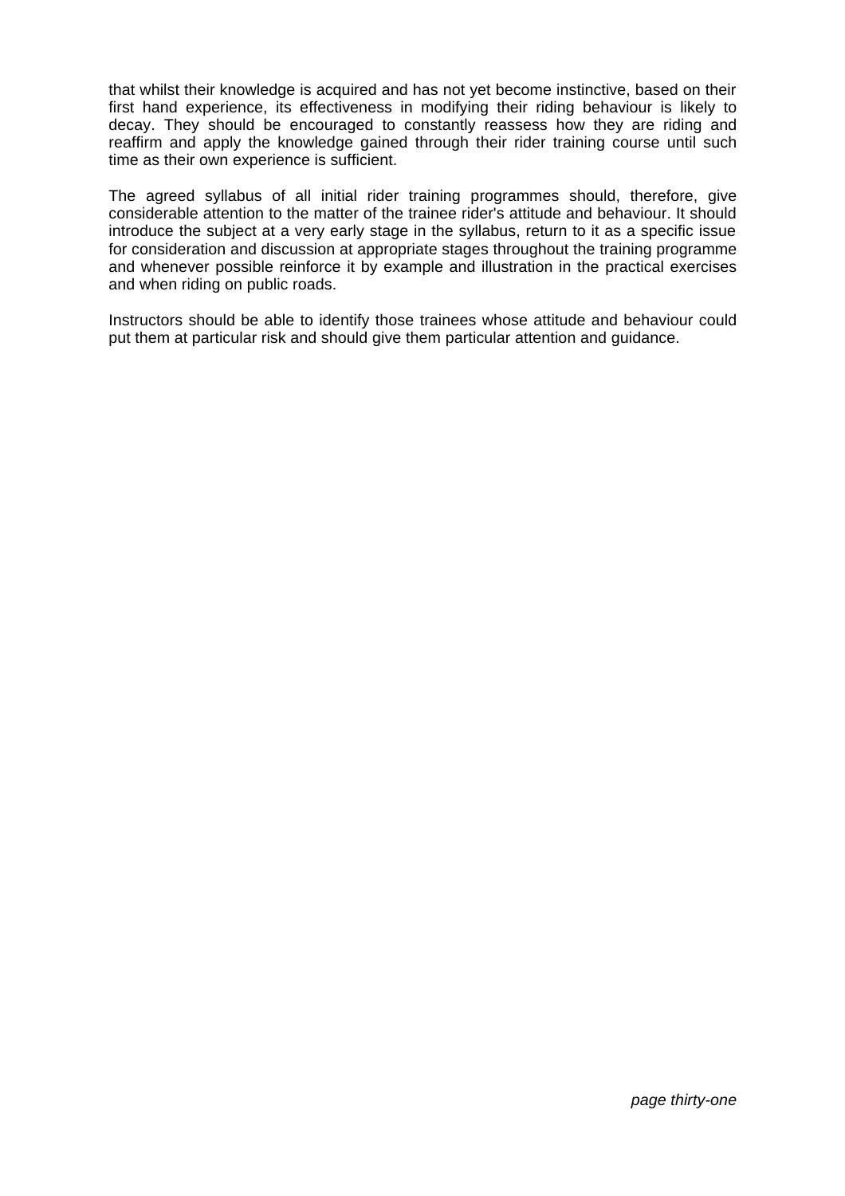that whilst their knowledge is acquired and has not yet become instinctive, based on their first hand experience, its effectiveness in modifying their riding behaviour is likely to decay. They should be encouraged to constantly reassess how they are riding and reaffirm and apply the knowledge gained through their rider training course until such time as their own experience is sufficient.

The agreed syllabus of all initial rider training programmes should, therefore, give considerable attention to the matter of the trainee rider's attitude and behaviour. It should introduce the subject at a very early stage in the syllabus, return to it as a specific issue for consideration and discussion at appropriate stages throughout the training programme and whenever possible reinforce it by example and illustration in the practical exercises and when riding on public roads.

Instructors should be able to identify those trainees whose attitude and behaviour could put them at particular risk and should give them particular attention and guidance.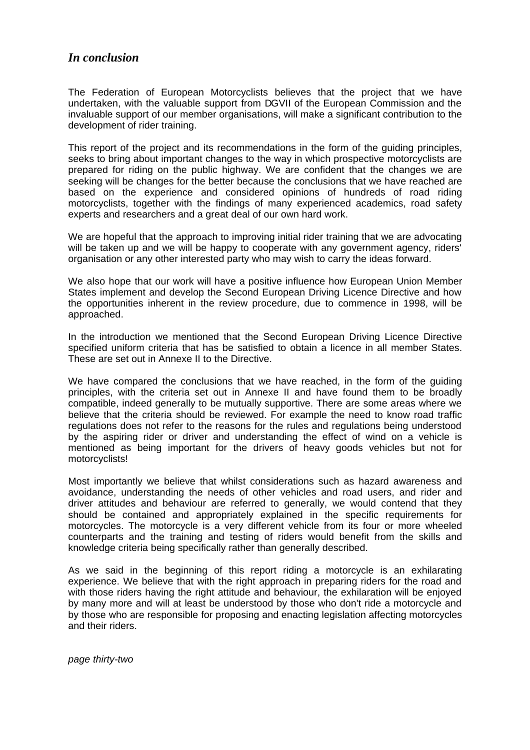## *In conclusion*

The Federation of European Motorcyclists believes that the project that we have undertaken, with the valuable support from DGVII of the European Commission and the invaluable support of our member organisations, will make a significant contribution to the development of rider training.

This report of the project and its recommendations in the form of the guiding principles, seeks to bring about important changes to the way in which prospective motorcyclists are prepared for riding on the public highway. We are confident that the changes we are seeking will be changes for the better because the conclusions that we have reached are based on the experience and considered opinions of hundreds of road riding motorcyclists, together with the findings of many experienced academics, road safety experts and researchers and a great deal of our own hard work.

We are hopeful that the approach to improving initial rider training that we are advocating will be taken up and we will be happy to cooperate with any government agency, riders' organisation or any other interested party who may wish to carry the ideas forward.

We also hope that our work will have a positive influence how European Union Member States implement and develop the Second European Driving Licence Directive and how the opportunities inherent in the review procedure, due to commence in 1998, will be approached.

In the introduction we mentioned that the Second European Driving Licence Directive specified uniform criteria that has be satisfied to obtain a licence in all member States. These are set out in Annexe II to the Directive.

We have compared the conclusions that we have reached, in the form of the guiding principles, with the criteria set out in Annexe II and have found them to be broadly compatible, indeed generally to be mutually supportive. There are some areas where we believe that the criteria should be reviewed. For example the need to know road traffic regulations does not refer to the reasons for the rules and regulations being understood by the aspiring rider or driver and understanding the effect of wind on a vehicle is mentioned as being important for the drivers of heavy goods vehicles but not for motorcyclists!

Most importantly we believe that whilst considerations such as hazard awareness and avoidance, understanding the needs of other vehicles and road users, and rider and driver attitudes and behaviour are referred to generally, we would contend that they should be contained and appropriately explained in the specific requirements for motorcycles. The motorcycle is a very different vehicle from its four or more wheeled counterparts and the training and testing of riders would benefit from the skills and knowledge criteria being specifically rather than generally described.

As we said in the beginning of this report riding a motorcycle is an exhilarating experience. We believe that with the right approach in preparing riders for the road and with those riders having the right attitude and behaviour, the exhilaration will be enjoyed by many more and will at least be understood by those who don't ride a motorcycle and by those who are responsible for proposing and enacting legislation affecting motorcycles and their riders.